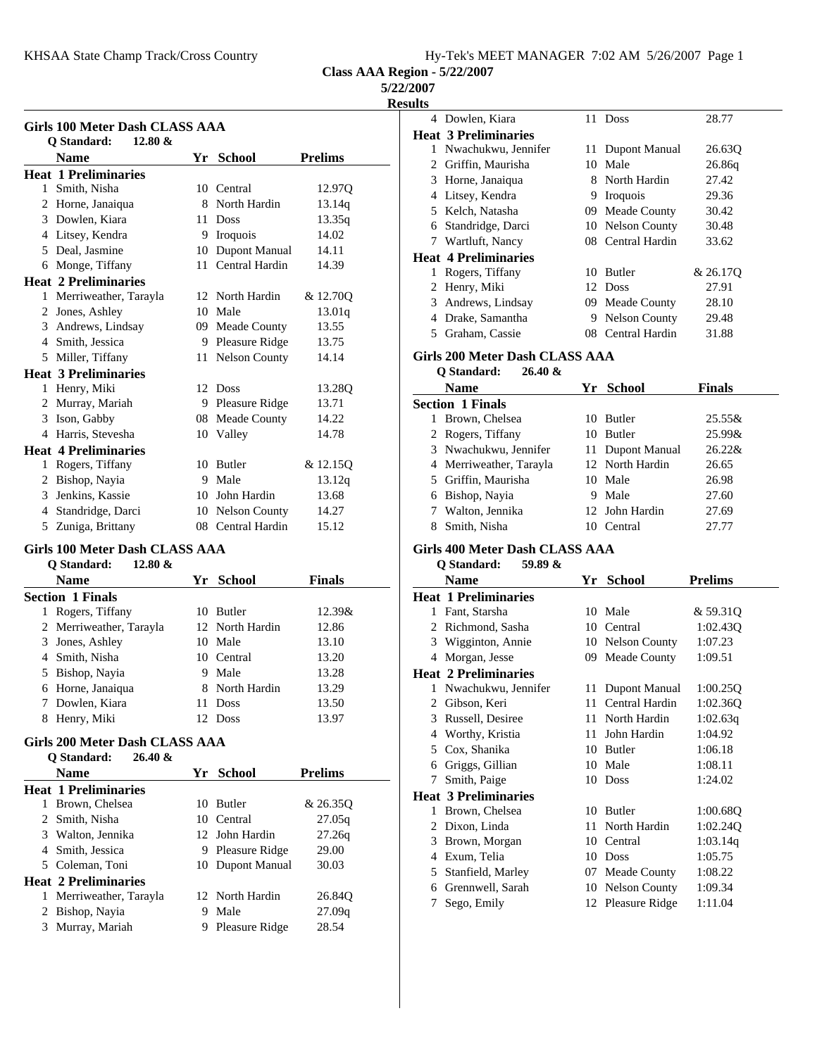Class AAA Region - 5/22/2007

5/22/2007

Results

### Girls 100 Meter Dash CLASS AAA

Q Standard: 12.80 &

| | Name | Yr | School | Prelims |
|---|---|---|---|---|
| **Heat 1 Preliminaries** | | | | |
| 1 | Smith, Nisha | 10 | Central | 12.97Q |
| 2 | Horne, Janaiqua | 8 | North Hardin | 13.14q |
| 3 | Dowlen, Kiara | 11 | Doss | 13.35q |
| 4 | Litsey, Kendra | 9 | Iroquois | 14.02 |
| 5 | Deal, Jasmine | 10 | Dupont Manual | 14.11 |
| 6 | Monge, Tiffany | 11 | Central Hardin | 14.39 |
| **Heat 2 Preliminaries** | | | | |
| 1 | Merriweather, Tarayla | 12 | North Hardin | & 12.70Q |
| 2 | Jones, Ashley | 10 | Male | 13.01q |
| 3 | Andrews, Lindsay | 09 | Meade County | 13.55 |
| 4 | Smith, Jessica | 9 | Pleasure Ridge | 13.75 |
| 5 | Miller, Tiffany | 11 | Nelson County | 14.14 |
| **Heat 3 Preliminaries** | | | | |
| 1 | Henry, Miki | 12 | Doss | 13.28Q |
| 2 | Murray, Mariah | 9 | Pleasure Ridge | 13.71 |
| 3 | Ison, Gabby | 08 | Meade County | 14.22 |
| 4 | Harris, Stevesha | 10 | Valley | 14.78 |
| **Heat 4 Preliminaries** | | | | |
| 1 | Rogers, Tiffany | 10 | Butler | & 12.15Q |
| 2 | Bishop, Nayia | 9 | Male | 13.12q |
| 3 | Jenkins, Kassie | 10 | John Hardin | 13.68 |
| 4 | Standridge, Darci | 10 | Nelson County | 14.27 |
| 5 | Zuniga, Brittany | 08 | Central Hardin | 15.12 |

### Girls 100 Meter Dash CLASS AAA

Q Standard: 12.80 &

| | Name | Yr | School | Finals |
|---|---|---|---|---|
| **Section 1 Finals** | | | | |
| 1 | Rogers, Tiffany | 10 | Butler | 12.39& |
| 2 | Merriweather, Tarayla | 12 | North Hardin | 12.86 |
| 3 | Jones, Ashley | 10 | Male | 13.10 |
| 4 | Smith, Nisha | 10 | Central | 13.20 |
| 5 | Bishop, Nayia | 9 | Male | 13.28 |
| 6 | Horne, Janaiqua | 8 | North Hardin | 13.29 |
| 7 | Dowlen, Kiara | 11 | Doss | 13.50 |
| 8 | Henry, Miki | 12 | Doss | 13.97 |

### Girls 200 Meter Dash CLASS AAA

Q Standard: 26.40 &

| | Name | Yr | School | Prelims |
|---|---|---|---|---|
| **Heat 1 Preliminaries** | | | | |
| 1 | Brown, Chelsea | 10 | Butler | & 26.35Q |
| 2 | Smith, Nisha | 10 | Central | 27.05q |
| 3 | Walton, Jennika | 12 | John Hardin | 27.26q |
| 4 | Smith, Jessica | 9 | Pleasure Ridge | 29.00 |
| 5 | Coleman, Toni | 10 | Dupont Manual | 30.03 |
| **Heat 2 Preliminaries** | | | | |
| 1 | Merriweather, Tarayla | 12 | North Hardin | 26.84Q |
| 2 | Bishop, Nayia | 9 | Male | 27.09q |
| 3 | Murray, Mariah | 9 | Pleasure Ridge | 28.54 |
| 4 | Dowlen, Kiara | 11 | Doss | 28.77 |
| **Heat 3 Preliminaries** | | | | |
| 1 | Nwachukwu, Jennifer | 11 | Dupont Manual | 26.63Q |
| 2 | Griffin, Maurisha | 10 | Male | 26.86q |
| 3 | Horne, Janaiqua | 8 | North Hardin | 27.42 |
| 4 | Litsey, Kendra | 9 | Iroquois | 29.36 |
| 5 | Kelch, Natasha | 09 | Meade County | 30.42 |
| 6 | Standridge, Darci | 10 | Nelson County | 30.48 |
| 7 | Wartluft, Nancy | 08 | Central Hardin | 33.62 |
| **Heat 4 Preliminaries** | | | | |
| 1 | Rogers, Tiffany | 10 | Butler | & 26.17Q |
| 2 | Henry, Miki | 12 | Doss | 27.91 |
| 3 | Andrews, Lindsay | 09 | Meade County | 28.10 |
| 4 | Drake, Samantha | 9 | Nelson County | 29.48 |
| 5 | Graham, Cassie | 08 | Central Hardin | 31.88 |

### Girls 200 Meter Dash CLASS AAA

Q Standard: 26.40 &

| | Name | Yr | School | Finals |
|---|---|---|---|---|
| **Section 1 Finals** | | | | |
| 1 | Brown, Chelsea | 10 | Butler | 25.55& |
| 2 | Rogers, Tiffany | 10 | Butler | 25.99& |
| 3 | Nwachukwu, Jennifer | 11 | Dupont Manual | 26.22& |
| 4 | Merriweather, Tarayla | 12 | North Hardin | 26.65 |
| 5 | Griffin, Maurisha | 10 | Male | 26.98 |
| 6 | Bishop, Nayia | 9 | Male | 27.60 |
| 7 | Walton, Jennika | 12 | John Hardin | 27.69 |
| 8 | Smith, Nisha | 10 | Central | 27.77 |

### Girls 400 Meter Dash CLASS AAA

Q Standard: 59.89 &

| | Name | Yr | School | Prelims |
|---|---|---|---|---|
| **Heat 1 Preliminaries** | | | | |
| 1 | Fant, Starsha | 10 | Male | & 59.31Q |
| 2 | Richmond, Sasha | 10 | Central | 1:02.43Q |
| 3 | Wigginton, Annie | 10 | Nelson County | 1:07.23 |
| 4 | Morgan, Jesse | 09 | Meade County | 1:09.51 |
| **Heat 2 Preliminaries** | | | | |
| 1 | Nwachukwu, Jennifer | 11 | Dupont Manual | 1:00.25Q |
| 2 | Gibson, Keri | 11 | Central Hardin | 1:02.36Q |
| 3 | Russell, Desiree | 11 | North Hardin | 1:02.63q |
| 4 | Worthy, Kristia | 11 | John Hardin | 1:04.92 |
| 5 | Cox, Shanika | 10 | Butler | 1:06.18 |
| 6 | Griggs, Gillian | 10 | Male | 1:08.11 |
| 7 | Smith, Paige | 10 | Doss | 1:24.02 |
| **Heat 3 Preliminaries** | | | | |
| 1 | Brown, Chelsea | 10 | Butler | 1:00.68Q |
| 2 | Dixon, Linda | 11 | North Hardin | 1:02.24Q |
| 3 | Brown, Morgan | 10 | Central | 1:03.14q |
| 4 | Exum, Telia | 10 | Doss | 1:05.75 |
| 5 | Stanfield, Marley | 07 | Meade County | 1:08.22 |
| 6 | Grennwell, Sarah | 10 | Nelson County | 1:09.34 |
| 7 | Sego, Emily | 12 | Pleasure Ridge | 1:11.04 |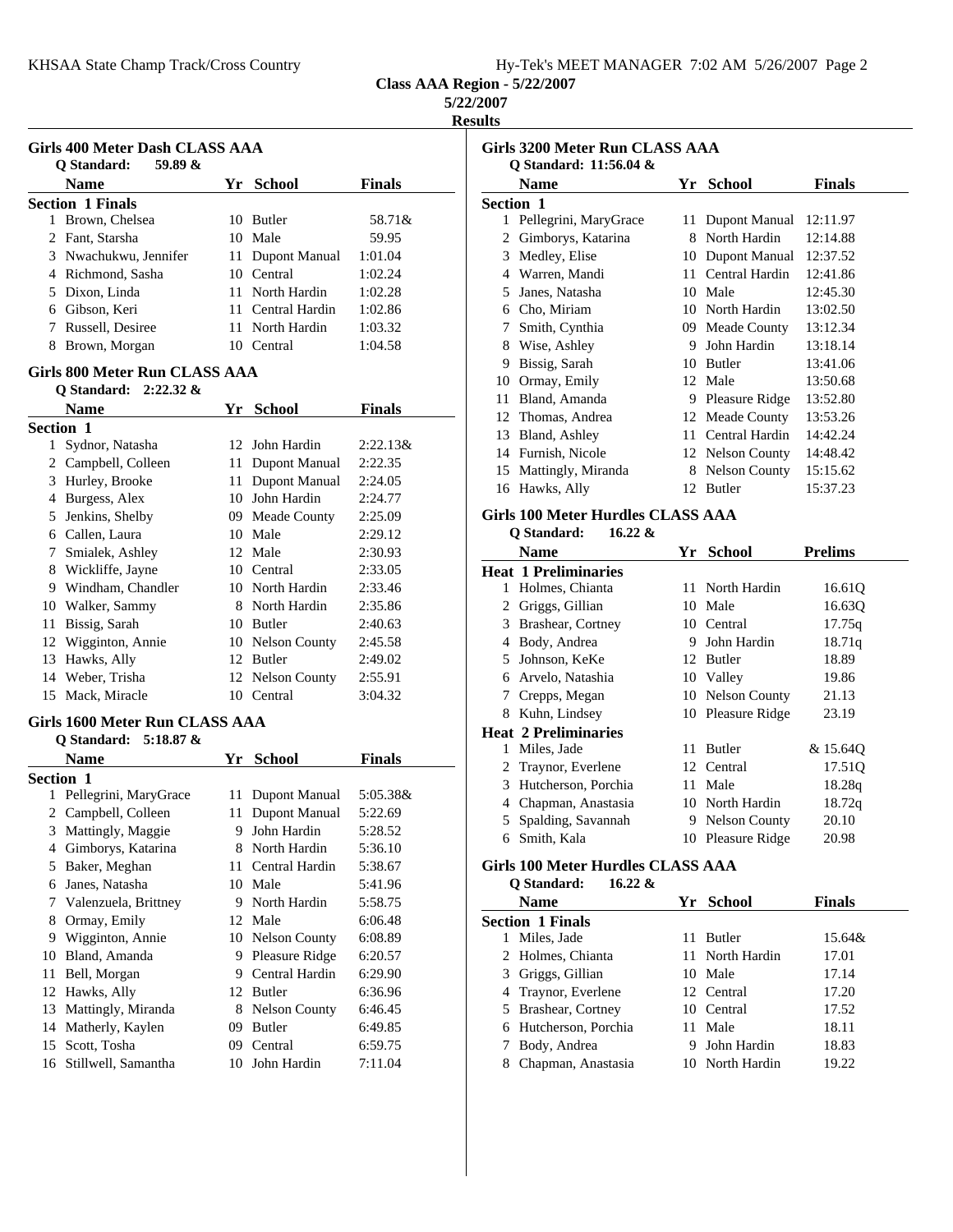**Class AAA Region - 5/22/2007**

**5/22/2007**

**Results**

## Girls 400 Meter Dash CLASS AAA

Q Standard: 59.89 &

| | Name | Yr | School | Finals |
|---|---|---|---|---|
| **Section 1 Finals** | | | | |
| 1 | Brown, Chelsea | 10 | Butler | 58.71& |
| 2 | Fant, Starsha | 10 | Male | 59.95 |
| 3 | Nwachukwu, Jennifer | 11 | Dupont Manual | 1:01.04 |
| 4 | Richmond, Sasha | 10 | Central | 1:02.24 |
| 5 | Dixon, Linda | 11 | North Hardin | 1:02.28 |
| 6 | Gibson, Keri | 11 | Central Hardin | 1:02.86 |
| 7 | Russell, Desiree | 11 | North Hardin | 1:03.32 |
| 8 | Brown, Morgan | 10 | Central | 1:04.58 |

## Girls 800 Meter Run CLASS AAA

Q Standard: 2:22.32 &

| | Name | Yr | School | Finals |
|---|---|---|---|---|
| **Section 1** | | | | |
| 1 | Sydnor, Natasha | 12 | John Hardin | 2:22.13& |
| 2 | Campbell, Colleen | 11 | Dupont Manual | 2:22.35 |
| 3 | Hurley, Brooke | 11 | Dupont Manual | 2:24.05 |
| 4 | Burgess, Alex | 10 | John Hardin | 2:24.77 |
| 5 | Jenkins, Shelby | 09 | Meade County | 2:25.09 |
| 6 | Callen, Laura | 10 | Male | 2:29.12 |
| 7 | Smialek, Ashley | 12 | Male | 2:30.93 |
| 8 | Wickliffe, Jayne | 10 | Central | 2:33.05 |
| 9 | Windham, Chandler | 10 | North Hardin | 2:33.46 |
| 10 | Walker, Sammy | 8 | North Hardin | 2:35.86 |
| 11 | Bissig, Sarah | 10 | Butler | 2:40.63 |
| 12 | Wigginton, Annie | 10 | Nelson County | 2:45.58 |
| 13 | Hawks, Ally | 12 | Butler | 2:49.02 |
| 14 | Weber, Trisha | 12 | Nelson County | 2:55.91 |
| 15 | Mack, Miracle | 10 | Central | 3:04.32 |

## Girls 1600 Meter Run CLASS AAA

Q Standard: 5:18.87 &

| | Name | Yr | School | Finals |
|---|---|---|---|---|
| **Section 1** | | | | |
| 1 | Pellegrini, MaryGrace | 11 | Dupont Manual | 5:05.38& |
| 2 | Campbell, Colleen | 11 | Dupont Manual | 5:22.69 |
| 3 | Mattingly, Maggie | 9 | John Hardin | 5:28.52 |
| 4 | Gimborys, Katarina | 8 | North Hardin | 5:36.10 |
| 5 | Baker, Meghan | 11 | Central Hardin | 5:38.67 |
| 6 | Janes, Natasha | 10 | Male | 5:41.96 |
| 7 | Valenzuela, Brittney | 9 | North Hardin | 5:58.75 |
| 8 | Ormay, Emily | 12 | Male | 6:06.48 |
| 9 | Wigginton, Annie | 10 | Nelson County | 6:08.89 |
| 10 | Bland, Amanda | 9 | Pleasure Ridge | 6:20.57 |
| 11 | Bell, Morgan | 9 | Central Hardin | 6:29.90 |
| 12 | Hawks, Ally | 12 | Butler | 6:36.96 |
| 13 | Mattingly, Miranda | 8 | Nelson County | 6:46.45 |
| 14 | Matherly, Kaylen | 09 | Butler | 6:49.85 |
| 15 | Scott, Tosha | 09 | Central | 6:59.75 |
| 16 | Stillwell, Samantha | 10 | John Hardin | 7:11.04 |

## Girls 3200 Meter Run CLASS AAA

Q Standard: 11:56.04 &

| | Name | Yr | School | Finals |
|---|---|---|---|---|
| **Section 1** | | | | |
| 1 | Pellegrini, MaryGrace | 11 | Dupont Manual | 12:11.97 |
| 2 | Gimborys, Katarina | 8 | North Hardin | 12:14.88 |
| 3 | Medley, Elise | 10 | Dupont Manual | 12:37.52 |
| 4 | Warren, Mandi | 11 | Central Hardin | 12:41.86 |
| 5 | Janes, Natasha | 10 | Male | 12:45.30 |
| 6 | Cho, Miriam | 10 | North Hardin | 13:02.50 |
| 7 | Smith, Cynthia | 09 | Meade County | 13:12.34 |
| 8 | Wise, Ashley | 9 | John Hardin | 13:18.14 |
| 9 | Bissig, Sarah | 10 | Butler | 13:41.06 |
| 10 | Ormay, Emily | 12 | Male | 13:50.68 |
| 11 | Bland, Amanda | 9 | Pleasure Ridge | 13:52.80 |
| 12 | Thomas, Andrea | 12 | Meade County | 13:53.26 |
| 13 | Bland, Ashley | 11 | Central Hardin | 14:42.24 |
| 14 | Furnish, Nicole | 12 | Nelson County | 14:48.42 |
| 15 | Mattingly, Miranda | 8 | Nelson County | 15:15.62 |
| 16 | Hawks, Ally | 12 | Butler | 15:37.23 |

## Girls 100 Meter Hurdles CLASS AAA

Q Standard: 16.22 &

| | Name | Yr | School | Prelims |
|---|---|---|---|---|
| **Heat 1 Preliminaries** | | | | |
| 1 | Holmes, Chianta | 11 | North Hardin | 16.61Q |
| 2 | Griggs, Gillian | 10 | Male | 16.63Q |
| 3 | Brashear, Cortney | 10 | Central | 17.75q |
| 4 | Body, Andrea | 9 | John Hardin | 18.71q |
| 5 | Johnson, KeKe | 12 | Butler | 18.89 |
| 6 | Arvelo, Natashia | 10 | Valley | 19.86 |
| 7 | Crepps, Megan | 10 | Nelson County | 21.13 |
| 8 | Kuhn, Lindsey | 10 | Pleasure Ridge | 23.19 |
| **Heat 2 Preliminaries** | | | | |
| 1 | Miles, Jade | 11 | Butler | & 15.64Q |
| 2 | Traynor, Everlene | 12 | Central | 17.51Q |
| 3 | Hutcherson, Porchia | 11 | Male | 18.28q |
| 4 | Chapman, Anastasia | 10 | North Hardin | 18.72q |
| 5 | Spalding, Savannah | 9 | Nelson County | 20.10 |
| 6 | Smith, Kala | 10 | Pleasure Ridge | 20.98 |

## Girls 100 Meter Hurdles CLASS AAA

Q Standard: 16.22 &

| | Name | Yr | School | Finals |
|---|---|---|---|---|
| **Section 1 Finals** | | | | |
| 1 | Miles, Jade | 11 | Butler | 15.64& |
| 2 | Holmes, Chianta | 11 | North Hardin | 17.01 |
| 3 | Griggs, Gillian | 10 | Male | 17.14 |
| 4 | Traynor, Everlene | 12 | Central | 17.20 |
| 5 | Brashear, Cortney | 10 | Central | 17.52 |
| 6 | Hutcherson, Porchia | 11 | Male | 18.11 |
| 7 | Body, Andrea | 9 | John Hardin | 18.83 |
| 8 | Chapman, Anastasia | 10 | North Hardin | 19.22 |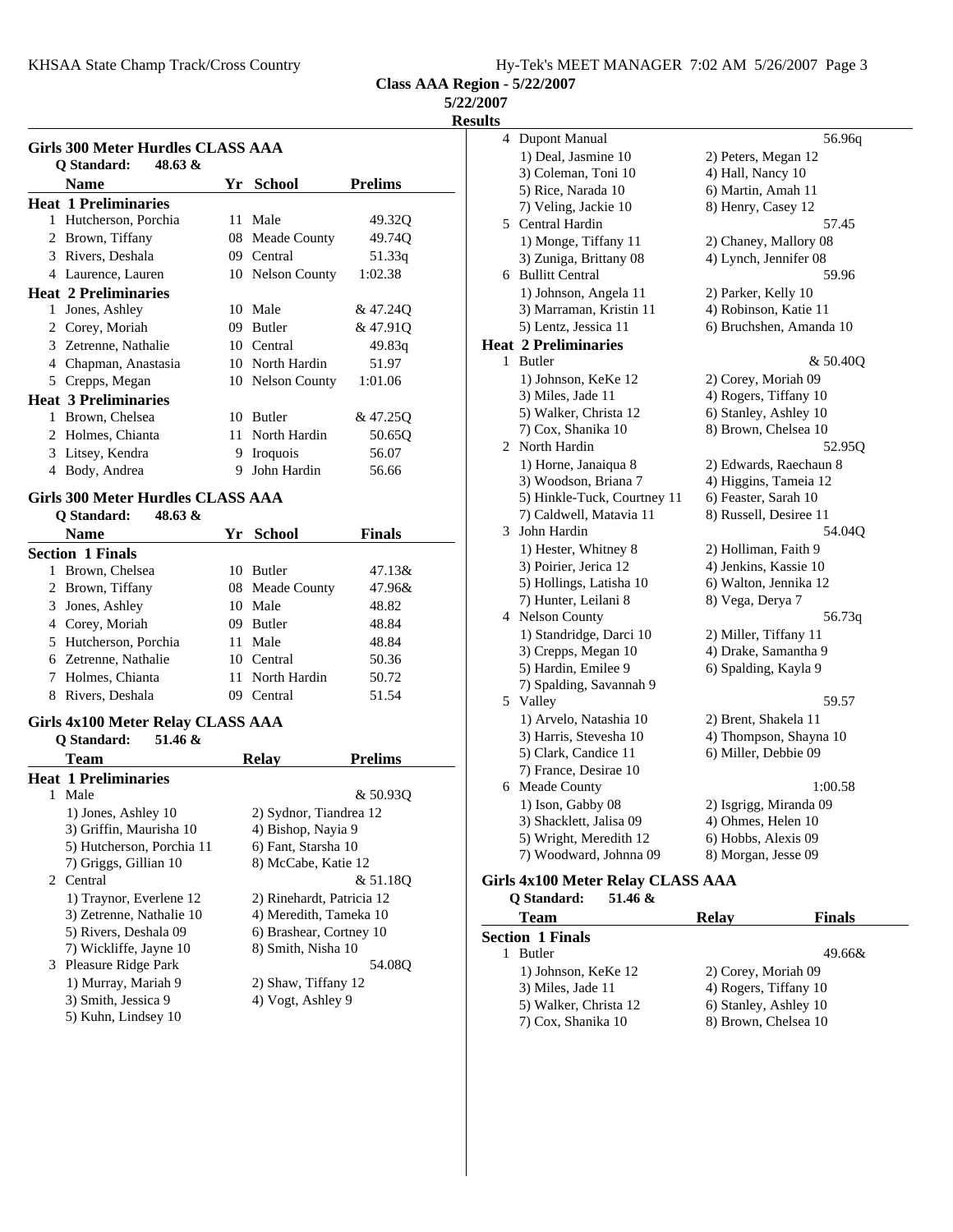Class AAA Region - 5/22/2007

5/22/2007

Results

## Girls 300 Meter Hurdles CLASS AAA

Q Standard: 48.63 &

| | Name | Yr | School | Prelims |
|---|---|---|---|---|
| **Heat 1 Preliminaries** | | | | |
| 1 | Hutcherson, Porchia | 11 | Male | 49.32Q |
| 2 | Brown, Tiffany | 08 | Meade County | 49.74Q |
| 3 | Rivers, Deshala | 09 | Central | 51.33q |
| 4 | Laurence, Lauren | 10 | Nelson County | 1:02.38 |
| **Heat 2 Preliminaries** | | | | |
| 1 | Jones, Ashley | 10 | Male | & 47.24Q |
| 2 | Corey, Moriah | 09 | Butler | & 47.91Q |
| 3 | Zetrenne, Nathalie | 10 | Central | 49.83q |
| 4 | Chapman, Anastasia | 10 | North Hardin | 51.97 |
| 5 | Crepps, Megan | 10 | Nelson County | 1:01.06 |
| **Heat 3 Preliminaries** | | | | |
| 1 | Brown, Chelsea | 10 | Butler | & 47.25Q |
| 2 | Holmes, Chianta | 11 | North Hardin | 50.65Q |
| 3 | Litsey, Kendra | 9 | Iroquois | 56.07 |
| 4 | Body, Andrea | 9 | John Hardin | 56.66 |

## Girls 300 Meter Hurdles CLASS AAA

Q Standard: 48.63 &

| | Name | Yr | School | Finals |
|---|---|---|---|---|
| **Section 1 Finals** | | | | |
| 1 | Brown, Chelsea | 10 | Butler | 47.13& |
| 2 | Brown, Tiffany | 08 | Meade County | 47.96& |
| 3 | Jones, Ashley | 10 | Male | 48.82 |
| 4 | Corey, Moriah | 09 | Butler | 48.84 |
| 5 | Hutcherson, Porchia | 11 | Male | 48.84 |
| 6 | Zetrenne, Nathalie | 10 | Central | 50.36 |
| 7 | Holmes, Chianta | 11 | North Hardin | 50.72 |
| 8 | Rivers, Deshala | 09 | Central | 51.54 |

## Girls 4x100 Meter Relay CLASS AAA

Q Standard: 51.46 &

| | Team | Relay | Prelims |
|---|---|---|---|
| **Heat 1 Preliminaries** | | | |
| 1 | Male | | & 50.93Q |
| | 1) Jones, Ashley 10 | 2) Sydnor, Tiandrea 12 | |
| | 3) Griffin, Maurisha 10 | 4) Bishop, Nayia 9 | |
| | 5) Hutcherson, Porchia 11 | 6) Fant, Starsha 10 | |
| | 7) Griggs, Gillian 10 | 8) McCabe, Katie 12 | |
| 2 | Central | | & 51.18Q |
| | 1) Traynor, Everlene 12 | 2) Rinehardt, Patricia 12 | |
| | 3) Zetrenne, Nathalie 10 | 4) Meredith, Tameka 10 | |
| | 5) Rivers, Deshala 09 | 6) Brashear, Cortney 10 | |
| | 7) Wickliffe, Jayne 10 | 8) Smith, Nisha 10 | |
| 3 | Pleasure Ridge Park | | 54.08Q |
| | 1) Murray, Mariah 9 | 2) Shaw, Tiffany 12 | |
| | 3) Smith, Jessica 9 | 4) Vogt, Ashley 9 | |
| | 5) Kuhn, Lindsey 10 | | |
| 4 | Dupont Manual | | 56.96q |
| | 1) Deal, Jasmine 10 | 2) Peters, Megan 12 | |
| | 3) Coleman, Toni 10 | 4) Hall, Nancy 10 | |
| | 5) Rice, Narada 10 | 6) Martin, Amah 11 | |
| | 7) Veling, Jackie 10 | 8) Henry, Casey 12 | |
| 5 | Central Hardin | | 57.45 |
| | 1) Monge, Tiffany 11 | 2) Chaney, Mallory 08 | |
| | 3) Zuniga, Brittany 08 | 4) Lynch, Jennifer 08 | |
| 6 | Bullitt Central | | 59.96 |
| | 1) Johnson, Angela 11 | 2) Parker, Kelly 10 | |
| | 3) Marraman, Kristin 11 | 4) Robinson, Katie 11 | |
| | 5) Lentz, Jessica 11 | 6) Bruchshen, Amanda 10 | |
| **Heat 2 Preliminaries** | | | |
| 1 | Butler | | & 50.40Q |
| | 1) Johnson, KeKe 12 | 2) Corey, Moriah 09 | |
| | 3) Miles, Jade 11 | 4) Rogers, Tiffany 10 | |
| | 5) Walker, Christa 12 | 6) Stanley, Ashley 10 | |
| | 7) Cox, Shanika 10 | 8) Brown, Chelsea 10 | |
| 2 | North Hardin | | 52.95Q |
| | 1) Horne, Janaiqua 8 | 2) Edwards, Raechaun 8 | |
| | 3) Woodson, Briana 7 | 4) Higgins, Tameia 12 | |
| | 5) Hinkle-Tuck, Courtney 11 | 6) Feaster, Sarah 10 | |
| | 7) Caldwell, Matavia 11 | 8) Russell, Desiree 11 | |
| 3 | John Hardin | | 54.04Q |
| | 1) Hester, Whitney 8 | 2) Holliman, Faith 9 | |
| | 3) Poirier, Jerica 12 | 4) Jenkins, Kassie 10 | |
| | 5) Hollings, Latisha 10 | 6) Walton, Jennika 12 | |
| | 7) Hunter, Leilani 8 | 8) Vega, Derya 7 | |
| 4 | Nelson County | | 56.73q |
| | 1) Standridge, Darci 10 | 2) Miller, Tiffany 11 | |
| | 3) Crepps, Megan 10 | 4) Drake, Samantha 9 | |
| | 5) Hardin, Emilee 9 | 6) Spalding, Kayla 9 | |
| | 7) Spalding, Savannah 9 | | |
| 5 | Valley | | 59.57 |
| | 1) Arvelo, Natashia 10 | 2) Brent, Shakela 11 | |
| | 3) Harris, Stevesha 10 | 4) Thompson, Shayna 10 | |
| | 5) Clark, Candice 11 | 6) Miller, Debbie 09 | |
| | 7) France, Desirae 10 | | |
| 6 | Meade County | | 1:00.58 |
| | 1) Ison, Gabby 08 | 2) Isgrigg, Miranda 09 | |
| | 3) Shacklett, Jalisa 09 | 4) Ohmes, Helen 10 | |
| | 5) Wright, Meredith 12 | 6) Hobbs, Alexis 09 | |
| | 7) Woodward, Johnna 09 | 8) Morgan, Jesse 09 | |

## Girls 4x100 Meter Relay CLASS AAA

Q Standard: 51.46 &

| | Team | Relay | Finals |
|---|---|---|---|
| **Section 1 Finals** | | | |
| 1 | Butler | | 49.66& |
| | 1) Johnson, KeKe 12 | 2) Corey, Moriah 09 | |
| | 3) Miles, Jade 11 | 4) Rogers, Tiffany 10 | |
| | 5) Walker, Christa 12 | 6) Stanley, Ashley 10 | |
| | 7) Cox, Shanika 10 | 8) Brown, Chelsea 10 | |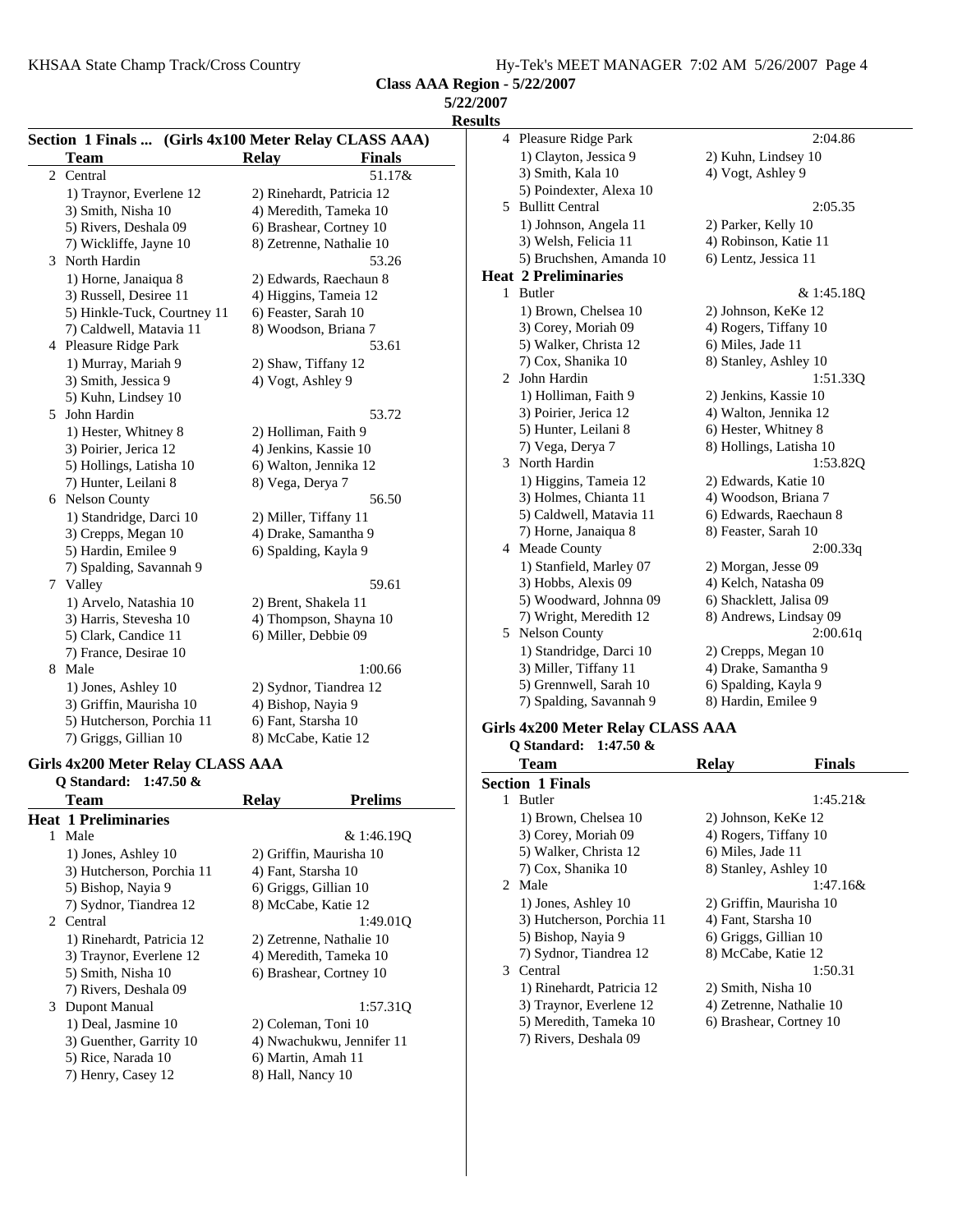Class AAA Region - 5/22/2007

5/22/2007

**Results**

### Section 1 Finals ... (Girls 4x100 Meter Relay CLASS AAA)

| | Team | Relay | Finals |
|---|---|---|---|
| 2 | Central | | 51.17& |
| | 1) Traynor, Everlene 12 | 2) Rinehardt, Patricia 12 | |
| | 3) Smith, Nisha 10 | 4) Meredith, Tameka 10 | |
| | 5) Rivers, Deshala 09 | 6) Brashear, Cortney 10 | |
| | 7) Wickliffe, Jayne 10 | 8) Zetrenne, Nathalie 10 | |
| 3 | North Hardin | | 53.26 |
| | 1) Horne, Janaiqua 8 | 2) Edwards, Raechaun 8 | |
| | 3) Russell, Desiree 11 | 4) Higgins, Tameia 12 | |
| | 5) Hinkle-Tuck, Courtney 11 | 6) Feaster, Sarah 10 | |
| | 7) Caldwell, Matavia 11 | 8) Woodson, Briana 7 | |
| 4 | Pleasure Ridge Park | | 53.61 |
| | 1) Murray, Mariah 9 | 2) Shaw, Tiffany 12 | |
| | 3) Smith, Jessica 9 | 4) Vogt, Ashley 9 | |
| | 5) Kuhn, Lindsey 10 | | |
| 5 | John Hardin | | 53.72 |
| | 1) Hester, Whitney 8 | 2) Holliman, Faith 9 | |
| | 3) Poirier, Jerica 12 | 4) Jenkins, Kassie 10 | |
| | 5) Hollings, Latisha 10 | 6) Walton, Jennika 12 | |
| | 7) Hunter, Leilani 8 | 8) Vega, Derya 7 | |
| 6 | Nelson County | | 56.50 |
| | 1) Standridge, Darci 10 | 2) Miller, Tiffany 11 | |
| | 3) Crepps, Megan 10 | 4) Drake, Samantha 9 | |
| | 5) Hardin, Emilee 9 | 6) Spalding, Kayla 9 | |
| | 7) Spalding, Savannah 9 | | |
| 7 | Valley | | 59.61 |
| | 1) Arvelo, Natashia 10 | 2) Brent, Shakela 11 | |
| | 3) Harris, Stevesha 10 | 4) Thompson, Shayna 10 | |
| | 5) Clark, Candice 11 | 6) Miller, Debbie 09 | |
| | 7) France, Desirae 10 | | |
| 8 | Male | | 1:00.66 |
| | 1) Jones, Ashley 10 | 2) Sydnor, Tiandrea 12 | |
| | 3) Griffin, Maurisha 10 | 4) Bishop, Nayia 9 | |
| | 5) Hutcherson, Porchia 11 | 6) Fant, Starsha 10 | |
| | 7) Griggs, Gillian 10 | 8) McCabe, Katie 12 | |

### Girls 4x200 Meter Relay CLASS AAA

**Q Standard: 1:47.50 &**

| | Team | Relay | Prelims |
|---|---|---|---|
| **Heat 1 Preliminaries** | | | |
| 1 | Male | | & 1:46.19Q |
| | 1) Jones, Ashley 10 | 2) Griffin, Maurisha 10 | |
| | 3) Hutcherson, Porchia 11 | 4) Fant, Starsha 10 | |
| | 5) Bishop, Nayia 9 | 6) Griggs, Gillian 10 | |
| | 7) Sydnor, Tiandrea 12 | 8) McCabe, Katie 12 | |
| 2 | Central | | 1:49.01Q |
| | 1) Rinehardt, Patricia 12 | 2) Zetrenne, Nathalie 10 | |
| | 3) Traynor, Everlene 12 | 4) Meredith, Tameka 10 | |
| | 5) Smith, Nisha 10 | 6) Brashear, Cortney 10 | |
| | 7) Rivers, Deshala 09 | | |
| 3 | Dupont Manual | | 1:57.31Q |
| | 1) Deal, Jasmine 10 | 2) Coleman, Toni 10 | |
| | 3) Guenther, Garrity 10 | 4) Nwachukwu, Jennifer 11 | |
| | 5) Rice, Narada 10 | 6) Martin, Amah 11 | |
| | 7) Henry, Casey 12 | 8) Hall, Nancy 10 | |
| 4 | Pleasure Ridge Park | | 2:04.86 |
| | 1) Clayton, Jessica 9 | 2) Kuhn, Lindsey 10 | |
| | 3) Smith, Kala 10 | 4) Vogt, Ashley 9 | |
| | 5) Poindexter, Alexa 10 | | |
| 5 | Bullitt Central | | 2:05.35 |
| | 1) Johnson, Angela 11 | 2) Parker, Kelly 10 | |
| | 3) Welsh, Felicia 11 | 4) Robinson, Katie 11 | |
| | 5) Bruchshen, Amanda 10 | 6) Lentz, Jessica 11 | |
| **Heat 2 Preliminaries** | | | |
| 1 | Butler | | & 1:45.18Q |
| | 1) Brown, Chelsea 10 | 2) Johnson, KeKe 12 | |
| | 3) Corey, Moriah 09 | 4) Rogers, Tiffany 10 | |
| | 5) Walker, Christa 12 | 6) Miles, Jade 11 | |
| | 7) Cox, Shanika 10 | 8) Stanley, Ashley 10 | |
| 2 | John Hardin | | 1:51.33Q |
| | 1) Holliman, Faith 9 | 2) Jenkins, Kassie 10 | |
| | 3) Poirier, Jerica 12 | 4) Walton, Jennika 12 | |
| | 5) Hunter, Leilani 8 | 6) Hester, Whitney 8 | |
| | 7) Vega, Derya 7 | 8) Hollings, Latisha 10 | |
| 3 | North Hardin | | 1:53.82Q |
| | 1) Higgins, Tameia 12 | 2) Edwards, Katie 10 | |
| | 3) Holmes, Chianta 11 | 4) Woodson, Briana 7 | |
| | 5) Caldwell, Matavia 11 | 6) Edwards, Raechaun 8 | |
| | 7) Horne, Janaiqua 8 | 8) Feaster, Sarah 10 | |
| 4 | Meade County | | 2:00.33q |
| | 1) Stanfield, Marley 07 | 2) Morgan, Jesse 09 | |
| | 3) Hobbs, Alexis 09 | 4) Kelch, Natasha 09 | |
| | 5) Woodward, Johnna 09 | 6) Shacklett, Jalisa 09 | |
| | 7) Wright, Meredith 12 | 8) Andrews, Lindsay 09 | |
| 5 | Nelson County | | 2:00.61q |
| | 1) Standridge, Darci 10 | 2) Crepps, Megan 10 | |
| | 3) Miller, Tiffany 11 | 4) Drake, Samantha 9 | |
| | 5) Grennwell, Sarah 10 | 6) Spalding, Kayla 9 | |
| | 7) Spalding, Savannah 9 | 8) Hardin, Emilee 9 | |

### Girls 4x200 Meter Relay CLASS AAA

**Q Standard: 1:47.50 &**

| | Team | Relay | Finals |
|---|---|---|---|
| **Section 1 Finals** | | | |
| 1 | Butler | | 1:45.21& |
| | 1) Brown, Chelsea 10 | 2) Johnson, KeKe 12 | |
| | 3) Corey, Moriah 09 | 4) Rogers, Tiffany 10 | |
| | 5) Walker, Christa 12 | 6) Miles, Jade 11 | |
| | 7) Cox, Shanika 10 | 8) Stanley, Ashley 10 | |
| 2 | Male | | 1:47.16& |
| | 1) Jones, Ashley 10 | 2) Griffin, Maurisha 10 | |
| | 3) Hutcherson, Porchia 11 | 4) Fant, Starsha 10 | |
| | 5) Bishop, Nayia 9 | 6) Griggs, Gillian 10 | |
| | 7) Sydnor, Tiandrea 12 | 8) McCabe, Katie 12 | |
| 3 | Central | | 1:50.31 |
| | 1) Rinehardt, Patricia 12 | 2) Smith, Nisha 10 | |
| | 3) Traynor, Everlene 12 | 4) Zetrenne, Nathalie 10 | |
| | 5) Meredith, Tameka 10 | 6) Brashear, Cortney 10 | |
| | 7) Rivers, Deshala 09 | | |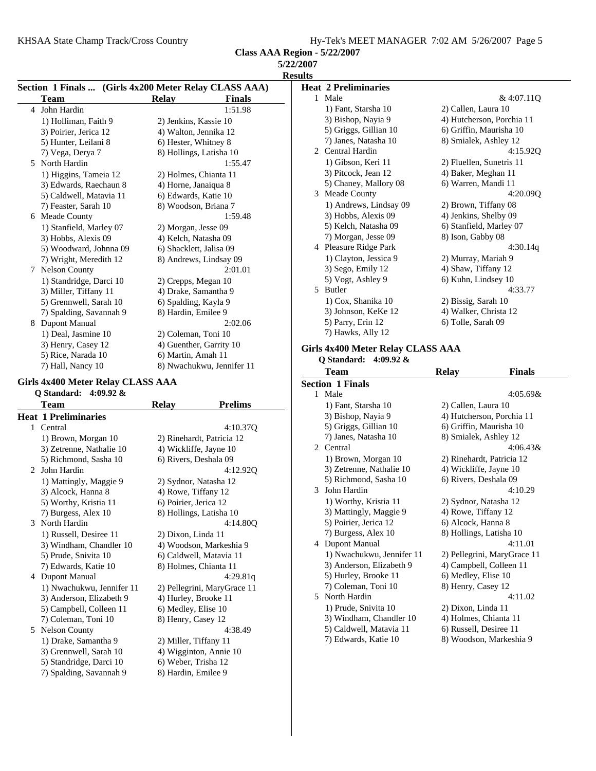**Class AAA Region - 5/22/2007**

**5/22/2007**

**Results**

**Section 1 Finals ... (Girls 4x200 Meter Relay CLASS AAA)**

| | Team | Relay | Finals |
|---|---|---|---|
| 4 | John Hardin | | 1:51.98 |
| | 1) Holliman, Faith 9 | 2) Jenkins, Kassie 10 | |
| | 3) Poirier, Jerica 12 | 4) Walton, Jennika 12 | |
| | 5) Hunter, Leilani 8 | 6) Hester, Whitney 8 | |
| | 7) Vega, Derya 7 | 8) Hollings, Latisha 10 | |
| 5 | North Hardin | | 1:55.47 |
| | 1) Higgins, Tameia 12 | 2) Holmes, Chianta 11 | |
| | 3) Edwards, Raechaun 8 | 4) Horne, Janaiqua 8 | |
| | 5) Caldwell, Matavia 11 | 6) Edwards, Katie 10 | |
| | 7) Feaster, Sarah 10 | 8) Woodson, Briana 7 | |
| 6 | Meade County | | 1:59.48 |
| | 1) Stanfield, Marley 07 | 2) Morgan, Jesse 09 | |
| | 3) Hobbs, Alexis 09 | 4) Kelch, Natasha 09 | |
| | 5) Woodward, Johnna 09 | 6) Shacklett, Jalisa 09 | |
| | 7) Wright, Meredith 12 | 8) Andrews, Lindsay 09 | |
| 7 | Nelson County | | 2:01.01 |
| | 1) Standridge, Darci 10 | 2) Crepps, Megan 10 | |
| | 3) Miller, Tiffany 11 | 4) Drake, Samantha 9 | |
| | 5) Grennwell, Sarah 10 | 6) Spalding, Kayla 9 | |
| | 7) Spalding, Savannah 9 | 8) Hardin, Emilee 9 | |
| 8 | Dupont Manual | | 2:02.06 |
| | 1) Deal, Jasmine 10 | 2) Coleman, Toni 10 | |
| | 3) Henry, Casey 12 | 4) Guenther, Garrity 10 | |
| | 5) Rice, Narada 10 | 6) Martin, Amah 11 | |
| | 7) Hall, Nancy 10 | 8) Nwachukwu, Jennifer 11 | |

**Girls 4x400 Meter Relay CLASS AAA**

**Q Standard: 4:09.92 &**

| | Team | Relay | Prelims |
|---|---|---|---|
| **Heat 1 Preliminaries** | | | |
| 1 | Central | | 4:10.37Q |
| | 1) Brown, Morgan 10 | 2) Rinehardt, Patricia 12 | |
| | 3) Zetrenne, Nathalie 10 | 4) Wickliffe, Jayne 10 | |
| | 5) Richmond, Sasha 10 | 6) Rivers, Deshala 09 | |
| 2 | John Hardin | | 4:12.92Q |
| | 1) Mattingly, Maggie 9 | 2) Sydnor, Natasha 12 | |
| | 3) Alcock, Hanna 8 | 4) Rowe, Tiffany 12 | |
| | 5) Worthy, Kristia 11 | 6) Poirier, Jerica 12 | |
| | 7) Burgess, Alex 10 | 8) Hollings, Latisha 10 | |
| 3 | North Hardin | | 4:14.80Q |
| | 1) Russell, Desiree 11 | 2) Dixon, Linda 11 | |
| | 3) Windham, Chandler 10 | 4) Woodson, Markeshia 9 | |
| | 5) Prude, Snivita 10 | 6) Caldwell, Matavia 11 | |
| | 7) Edwards, Katie 10 | 8) Holmes, Chianta 11 | |
| 4 | Dupont Manual | | 4:29.81q |
| | 1) Nwachukwu, Jennifer 11 | 2) Pellegrini, MaryGrace 11 | |
| | 3) Anderson, Elizabeth 9 | 4) Hurley, Brooke 11 | |
| | 5) Campbell, Colleen 11 | 6) Medley, Elise 10 | |
| | 7) Coleman, Toni 10 | 8) Henry, Casey 12 | |
| 5 | Nelson County | | 4:38.49 |
| | 1) Drake, Samantha 9 | 2) Miller, Tiffany 11 | |
| | 3) Grennwell, Sarah 10 | 4) Wigginton, Annie 10 | |
| | 5) Standridge, Darci 10 | 6) Weber, Trisha 12 | |
| | 7) Spalding, Savannah 9 | 8) Hardin, Emilee 9 | |
| **Heat 2 Preliminaries** | | | |
| 1 | Male | | & 4:07.11Q |
| | 1) Fant, Starsha 10 | 2) Callen, Laura 10 | |
| | 3) Bishop, Nayia 9 | 4) Hutcherson, Porchia 11 | |
| | 5) Griggs, Gillian 10 | 6) Griffin, Maurisha 10 | |
| | 7) Janes, Natasha 10 | 8) Smialek, Ashley 12 | |
| 2 | Central Hardin | | 4:15.92Q |
| | 1) Gibson, Keri 11 | 2) Fluellen, Sunetris 11 | |
| | 3) Pitcock, Jean 12 | 4) Baker, Meghan 11 | |
| | 5) Chaney, Mallory 08 | 6) Warren, Mandi 11 | |
| 3 | Meade County | | 4:20.09Q |
| | 1) Andrews, Lindsay 09 | 2) Brown, Tiffany 08 | |
| | 3) Hobbs, Alexis 09 | 4) Jenkins, Shelby 09 | |
| | 5) Kelch, Natasha 09 | 6) Stanfield, Marley 07 | |
| | 7) Morgan, Jesse 09 | 8) Ison, Gabby 08 | |
| 4 | Pleasure Ridge Park | | 4:30.14q |
| | 1) Clayton, Jessica 9 | 2) Murray, Mariah 9 | |
| | 3) Sego, Emily 12 | 4) Shaw, Tiffany 12 | |
| | 5) Vogt, Ashley 9 | 6) Kuhn, Lindsey 10 | |
| 5 | Butler | | 4:33.77 |
| | 1) Cox, Shanika 10 | 2) Bissig, Sarah 10 | |
| | 3) Johnson, KeKe 12 | 4) Walker, Christa 12 | |
| | 5) Parry, Erin 12 | 6) Tolle, Sarah 09 | |
| | 7) Hawks, Ally 12 | | |

**Girls 4x400 Meter Relay CLASS AAA**

**Q Standard: 4:09.92 &**

| | Team | Relay | Finals |
|---|---|---|---|
| **Section 1 Finals** | | | |
| 1 | Male | | 4:05.69& |
| | 1) Fant, Starsha 10 | 2) Callen, Laura 10 | |
| | 3) Bishop, Nayia 9 | 4) Hutcherson, Porchia 11 | |
| | 5) Griggs, Gillian 10 | 6) Griffin, Maurisha 10 | |
| | 7) Janes, Natasha 10 | 8) Smialek, Ashley 12 | |
| 2 | Central | | 4:06.43& |
| | 1) Brown, Morgan 10 | 2) Rinehardt, Patricia 12 | |
| | 3) Zetrenne, Nathalie 10 | 4) Wickliffe, Jayne 10 | |
| | 5) Richmond, Sasha 10 | 6) Rivers, Deshala 09 | |
| 3 | John Hardin | | 4:10.29 |
| | 1) Worthy, Kristia 11 | 2) Sydnor, Natasha 12 | |
| | 3) Mattingly, Maggie 9 | 4) Rowe, Tiffany 12 | |
| | 5) Poirier, Jerica 12 | 6) Alcock, Hanna 8 | |
| | 7) Burgess, Alex 10 | 8) Hollings, Latisha 10 | |
| 4 | Dupont Manual | | 4:11.01 |
| | 1) Nwachukwu, Jennifer 11 | 2) Pellegrini, MaryGrace 11 | |
| | 3) Anderson, Elizabeth 9 | 4) Campbell, Colleen 11 | |
| | 5) Hurley, Brooke 11 | 6) Medley, Elise 10 | |
| | 7) Coleman, Toni 10 | 8) Henry, Casey 12 | |
| 5 | North Hardin | | 4:11.02 |
| | 1) Prude, Snivita 10 | 2) Dixon, Linda 11 | |
| | 3) Windham, Chandler 10 | 4) Holmes, Chianta 11 | |
| | 5) Caldwell, Matavia 11 | 6) Russell, Desiree 11 | |
| | 7) Edwards, Katie 10 | 8) Woodson, Markeshia 9 | |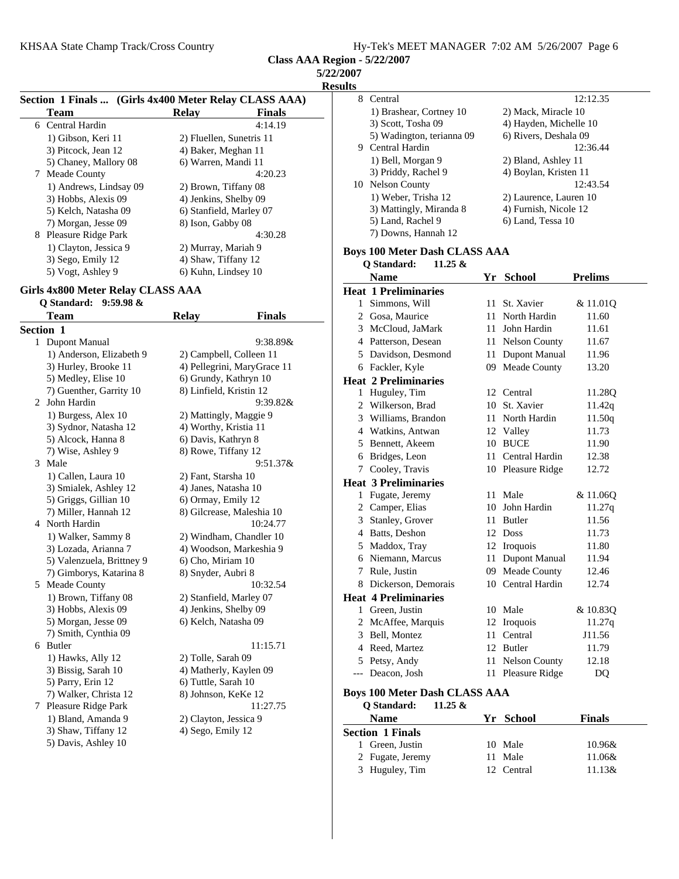Class AAA Region - 5/22/2007

5/22/2007

Results

### Section 1 Finals ... (Girls 4x400 Meter Relay CLASS AAA)

| | Team | Relay | Finals |
|---|---|---|---|
| 6 | Central Hardin | | 4:14.19 |
| | 1) Gibson, Keri 11 | 2) Fluellen, Sunetris 11 | |
| | 3) Pitcock, Jean 12 | 4) Baker, Meghan 11 | |
| | 5) Chaney, Mallory 08 | 6) Warren, Mandi 11 | |
| 7 | Meade County | | 4:20.23 |
| | 1) Andrews, Lindsay 09 | 2) Brown, Tiffany 08 | |
| | 3) Hobbs, Alexis 09 | 4) Jenkins, Shelby 09 | |
| | 5) Kelch, Natasha 09 | 6) Stanfield, Marley 07 | |
| | 7) Morgan, Jesse 09 | 8) Ison, Gabby 08 | |
| 8 | Pleasure Ridge Park | | 4:30.28 |
| | 1) Clayton, Jessica 9 | 2) Murray, Mariah 9 | |
| | 3) Sego, Emily 12 | 4) Shaw, Tiffany 12 | |
| | 5) Vogt, Ashley 9 | 6) Kuhn, Lindsey 10 | |

### Girls 4x800 Meter Relay CLASS AAA

**Q Standard: 9:59.98 &**

| | Team | Relay | Finals |
|---|---|---|---|
| **Section 1** | | | |
| 1 | Dupont Manual | | 9:38.89& |
| | 1) Anderson, Elizabeth 9 | 2) Campbell, Colleen 11 | |
| | 3) Hurley, Brooke 11 | 4) Pellegrini, MaryGrace 11 | |
| | 5) Medley, Elise 10 | 6) Grundy, Kathryn 10 | |
| | 7) Guenther, Garrity 10 | 8) Linfield, Kristin 12 | |
| 2 | John Hardin | | 9:39.82& |
| | 1) Burgess, Alex 10 | 2) Mattingly, Maggie 9 | |
| | 3) Sydnor, Natasha 12 | 4) Worthy, Kristia 11 | |
| | 5) Alcock, Hanna 8 | 6) Davis, Kathryn 8 | |
| | 7) Wise, Ashley 9 | 8) Rowe, Tiffany 12 | |
| 3 | Male | | 9:51.37& |
| | 1) Callen, Laura 10 | 2) Fant, Starsha 10 | |
| | 3) Smialek, Ashley 12 | 4) Janes, Natasha 10 | |
| | 5) Griggs, Gillian 10 | 6) Ormay, Emily 12 | |
| | 7) Miller, Hannah 12 | 8) Gilcrease, Maleshia 10 | |
| 4 | North Hardin | | 10:24.77 |
| | 1) Walker, Sammy 8 | 2) Windham, Chandler 10 | |
| | 3) Lozada, Arianna 7 | 4) Woodson, Markeshia 9 | |
| | 5) Valenzuela, Brittney 9 | 6) Cho, Miriam 10 | |
| | 7) Gimborys, Katarina 8 | 8) Snyder, Aubri 8 | |
| 5 | Meade County | | 10:32.54 |
| | 1) Brown, Tiffany 08 | 2) Stanfield, Marley 07 | |
| | 3) Hobbs, Alexis 09 | 4) Jenkins, Shelby 09 | |
| | 5) Morgan, Jesse 09 | 6) Kelch, Natasha 09 | |
| | 7) Smith, Cynthia 09 | | |
| 6 | Butler | | 11:15.71 |
| | 1) Hawks, Ally 12 | 2) Tolle, Sarah 09 | |
| | 3) Bissig, Sarah 10 | 4) Matherly, Kaylen 09 | |
| | 5) Parry, Erin 12 | 6) Tuttle, Sarah 10 | |
| | 7) Walker, Christa 12 | 8) Johnson, KeKe 12 | |
| 7 | Pleasure Ridge Park | | 11:27.75 |
| | 1) Bland, Amanda 9 | 2) Clayton, Jessica 9 | |
| | 3) Shaw, Tiffany 12 | 4) Sego, Emily 12 | |
| | 5) Davis, Ashley 10 | | |
| 8 | Central | | 12:12.35 |
| | 1) Brashear, Cortney 10 | 2) Mack, Miracle 10 | |
| | 3) Scott, Tosha 09 | 4) Hayden, Michelle 10 | |
| | 5) Wadington, terianna 09 | 6) Rivers, Deshala 09 | |
| 9 | Central Hardin | | 12:36.44 |
| | 1) Bell, Morgan 9 | 2) Bland, Ashley 11 | |
| | 3) Priddy, Rachel 9 | 4) Boylan, Kristen 11 | |
| 10 | Nelson County | | 12:43.54 |
| | 1) Weber, Trisha 12 | 2) Laurence, Lauren 10 | |
| | 3) Mattingly, Miranda 8 | 4) Furnish, Nicole 12 | |
| | 5) Land, Rachel 9 | 6) Land, Tessa 10 | |
| | 7) Downs, Hannah 12 | | |

### Boys 100 Meter Dash CLASS AAA

**Q Standard: 11.25 &**

| | Name | Yr | School | Prelims |
|---|---|---|---|---|
| **Heat 1 Preliminaries** | | | | |
| 1 | Simmons, Will | 11 | St. Xavier | & 11.01Q |
| 2 | Gosa, Maurice | 11 | North Hardin | 11.60 |
| 3 | McCloud, JaMark | 11 | John Hardin | 11.61 |
| 4 | Patterson, Desean | 11 | Nelson County | 11.67 |
| 5 | Davidson, Desmond | 11 | Dupont Manual | 11.96 |
| 6 | Fackler, Kyle | 09 | Meade County | 13.20 |
| **Heat 2 Preliminaries** | | | | |
| 1 | Huguley, Tim | 12 | Central | 11.28Q |
| 2 | Wilkerson, Brad | 10 | St. Xavier | 11.42q |
| 3 | Williams, Brandon | 11 | North Hardin | 11.50q |
| 4 | Watkins, Antwan | 12 | Valley | 11.73 |
| 5 | Bennett, Akeem | 10 | BUCE | 11.90 |
| 6 | Bridges, Leon | 11 | Central Hardin | 12.38 |
| 7 | Cooley, Travis | 10 | Pleasure Ridge | 12.72 |
| **Heat 3 Preliminaries** | | | | |
| 1 | Fugate, Jeremy | 11 | Male | & 11.06Q |
| 2 | Camper, Elias | 10 | John Hardin | 11.27q |
| 3 | Stanley, Grover | 11 | Butler | 11.56 |
| 4 | Batts, Deshon | 12 | Doss | 11.73 |
| 5 | Maddox, Tray | 12 | Iroquois | 11.80 |
| 6 | Niemann, Marcus | 11 | Dupont Manual | 11.94 |
| 7 | Rule, Justin | 09 | Meade County | 12.46 |
| 8 | Dickerson, Demorais | 10 | Central Hardin | 12.74 |
| **Heat 4 Preliminaries** | | | | |
| 1 | Green, Justin | 10 | Male | & 10.83Q |
| 2 | McAffee, Marquis | 12 | Iroquois | 11.27q |
| 3 | Bell, Montez | 11 | Central | J11.56 |
| 4 | Reed, Martez | 12 | Butler | 11.79 |
| 5 | Petsy, Andy | 11 | Nelson County | 12.18 |
| --- | Deacon, Josh | 11 | Pleasure Ridge | DQ |

### Boys 100 Meter Dash CLASS AAA

**Q Standard: 11.25 &**

| | Name | Yr | School | Finals |
|---|---|---|---|---|
| **Section 1 Finals** | | | | |
| 1 | Green, Justin | 10 | Male | 10.96& |
| 2 | Fugate, Jeremy | 11 | Male | 11.06& |
| 3 | Huguley, Tim | 12 | Central | 11.13& |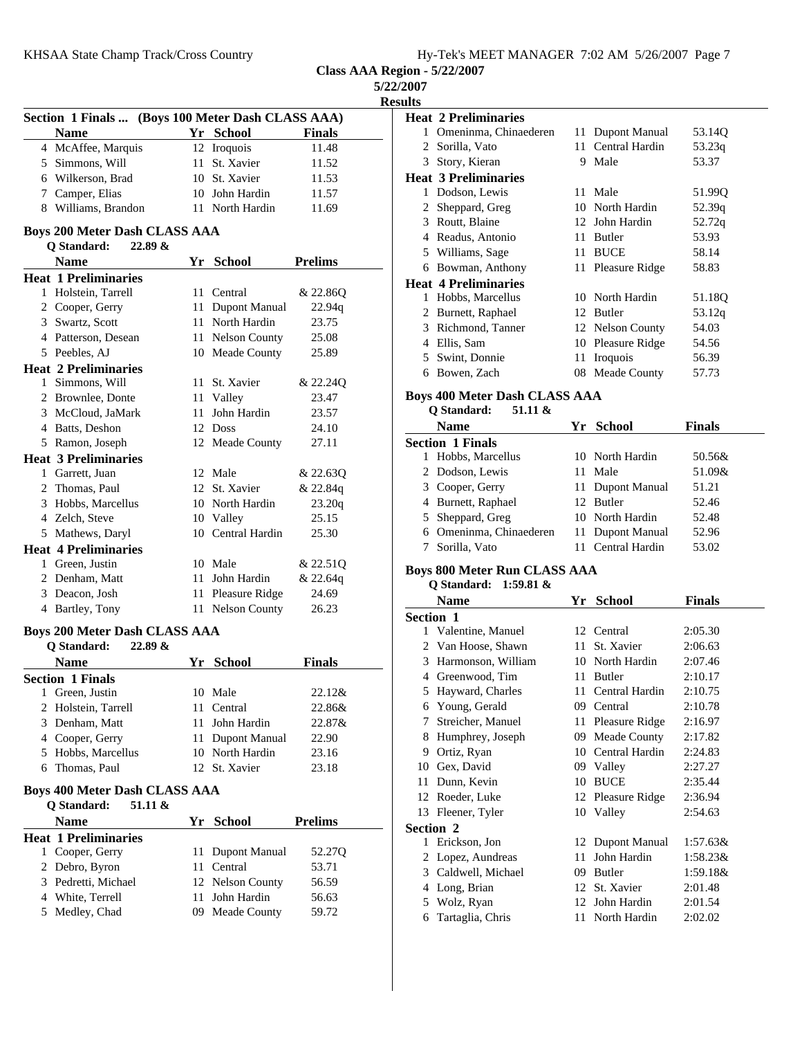## Class AAA Region - 5/22/2007

5/22/2007

Results

### Section 1 Finals ... (Boys 100 Meter Dash CLASS AAA)

| | Name | Yr | School | Finals |
|---|---|---|---|---|
| 4 | McAffee, Marquis | 12 | Iroquois | 11.48 |
| 5 | Simmons, Will | 11 | St. Xavier | 11.52 |
| 6 | Wilkerson, Brad | 10 | St. Xavier | 11.53 |
| 7 | Camper, Elias | 10 | John Hardin | 11.57 |
| 8 | Williams, Brandon | 11 | North Hardin | 11.69 |

### Boys 200 Meter Dash CLASS AAA

**Q Standard: 22.89 &**

| | Name | Yr | School | Prelims |
|---|---|---|---|---|
| **Heat 1 Preliminaries** | | | | |
| 1 | Holstein, Tarrell | 11 | Central | & 22.86Q |
| 2 | Cooper, Gerry | 11 | Dupont Manual | 22.94q |
| 3 | Swartz, Scott | 11 | North Hardin | 23.75 |
| 4 | Patterson, Desean | 11 | Nelson County | 25.08 |
| 5 | Peebles, AJ | 10 | Meade County | 25.89 |
| **Heat 2 Preliminaries** | | | | |
| 1 | Simmons, Will | 11 | St. Xavier | & 22.24Q |
| 2 | Brownlee, Donte | 11 | Valley | 23.47 |
| 3 | McCloud, JaMark | 11 | John Hardin | 23.57 |
| 4 | Batts, Deshon | 12 | Doss | 24.10 |
| 5 | Ramon, Joseph | 12 | Meade County | 27.11 |
| **Heat 3 Preliminaries** | | | | |
| 1 | Garrett, Juan | 12 | Male | & 22.63Q |
| 2 | Thomas, Paul | 12 | St. Xavier | & 22.84q |
| 3 | Hobbs, Marcellus | 10 | North Hardin | 23.20q |
| 4 | Zelch, Steve | 10 | Valley | 25.15 |
| 5 | Mathews, Daryl | 10 | Central Hardin | 25.30 |
| **Heat 4 Preliminaries** | | | | |
| 1 | Green, Justin | 10 | Male | & 22.51Q |
| 2 | Denham, Matt | 11 | John Hardin | & 22.64q |
| 3 | Deacon, Josh | 11 | Pleasure Ridge | 24.69 |
| 4 | Bartley, Tony | 11 | Nelson County | 26.23 |

### Boys 200 Meter Dash CLASS AAA

**Q Standard: 22.89 &**

| | Name | Yr | School | Finals |
|---|---|---|---|---|
| **Section 1 Finals** | | | | |
| 1 | Green, Justin | 10 | Male | 22.12& |
| 2 | Holstein, Tarrell | 11 | Central | 22.86& |
| 3 | Denham, Matt | 11 | John Hardin | 22.87& |
| 4 | Cooper, Gerry | 11 | Dupont Manual | 22.90 |
| 5 | Hobbs, Marcellus | 10 | North Hardin | 23.16 |
| 6 | Thomas, Paul | 12 | St. Xavier | 23.18 |

### Boys 400 Meter Dash CLASS AAA

**Q Standard: 51.11 &**

| | Name | Yr | School | Prelims |
|---|---|---|---|---|
| **Heat 1 Preliminaries** | | | | |
| 1 | Cooper, Gerry | 11 | Dupont Manual | 52.27Q |
| 2 | Debro, Byron | 11 | Central | 53.71 |
| 3 | Pedretti, Michael | 12 | Nelson County | 56.59 |
| 4 | White, Terrell | 11 | John Hardin | 56.63 |
| 5 | Medley, Chad | 09 | Meade County | 59.72 |
| **Heat 2 Preliminaries** | | | | |
| 1 | Omeninma, Chinaederen | 11 | Dupont Manual | 53.14Q |
| 2 | Sorilla, Vato | 11 | Central Hardin | 53.23q |
| 3 | Story, Kieran | 9 | Male | 53.37 |
| **Heat 3 Preliminaries** | | | | |
| 1 | Dodson, Lewis | 11 | Male | 51.99Q |
| 2 | Sheppard, Greg | 10 | North Hardin | 52.39q |
| 3 | Routt, Blaine | 12 | John Hardin | 52.72q |
| 4 | Readus, Antonio | 11 | Butler | 53.93 |
| 5 | Williams, Sage | 11 | BUCE | 58.14 |
| 6 | Bowman, Anthony | 11 | Pleasure Ridge | 58.83 |
| **Heat 4 Preliminaries** | | | | |
| 1 | Hobbs, Marcellus | 10 | North Hardin | 51.18Q |
| 2 | Burnett, Raphael | 12 | Butler | 53.12q |
| 3 | Richmond, Tanner | 12 | Nelson County | 54.03 |
| 4 | Ellis, Sam | 10 | Pleasure Ridge | 54.56 |
| 5 | Swint, Donnie | 11 | Iroquois | 56.39 |
| 6 | Bowen, Zach | 08 | Meade County | 57.73 |

### Boys 400 Meter Dash CLASS AAA

**Q Standard: 51.11 &**

| | Name | Yr | School | Finals |
|---|---|---|---|---|
| **Section 1 Finals** | | | | |
| 1 | Hobbs, Marcellus | 10 | North Hardin | 50.56& |
| 2 | Dodson, Lewis | 11 | Male | 51.09& |
| 3 | Cooper, Gerry | 11 | Dupont Manual | 51.21 |
| 4 | Burnett, Raphael | 12 | Butler | 52.46 |
| 5 | Sheppard, Greg | 10 | North Hardin | 52.48 |
| 6 | Omeninma, Chinaederen | 11 | Dupont Manual | 52.96 |
| 7 | Sorilla, Vato | 11 | Central Hardin | 53.02 |

### Boys 800 Meter Run CLASS AAA

**Q Standard: 1:59.81 &**

| | Name | Yr | School | Finals |
|---|---|---|---|---|
| **Section 1** | | | | |
| 1 | Valentine, Manuel | 12 | Central | 2:05.30 |
| 2 | Van Hoose, Shawn | 11 | St. Xavier | 2:06.63 |
| 3 | Harmonson, William | 10 | North Hardin | 2:07.46 |
| 4 | Greenwood, Tim | 11 | Butler | 2:10.17 |
| 5 | Hayward, Charles | 11 | Central Hardin | 2:10.75 |
| 6 | Young, Gerald | 09 | Central | 2:10.78 |
| 7 | Streicher, Manuel | 11 | Pleasure Ridge | 2:16.97 |
| 8 | Humphrey, Joseph | 09 | Meade County | 2:17.82 |
| 9 | Ortiz, Ryan | 10 | Central Hardin | 2:24.83 |
| 10 | Gex, David | 09 | Valley | 2:27.27 |
| 11 | Dunn, Kevin | 10 | BUCE | 2:35.44 |
| 12 | Roeder, Luke | 12 | Pleasure Ridge | 2:36.94 |
| 13 | Fleener, Tyler | 10 | Valley | 2:54.63 |
| **Section 2** | | | | |
| 1 | Erickson, Jon | 12 | Dupont Manual | 1:57.63& |
| 2 | Lopez, Aundreas | 11 | John Hardin | 1:58.23& |
| 3 | Caldwell, Michael | 09 | Butler | 1:59.18& |
| 4 | Long, Brian | 12 | St. Xavier | 2:01.48 |
| 5 | Wolz, Ryan | 12 | John Hardin | 2:01.54 |
| 6 | Tartaglia, Chris | 11 | North Hardin | 2:02.02 |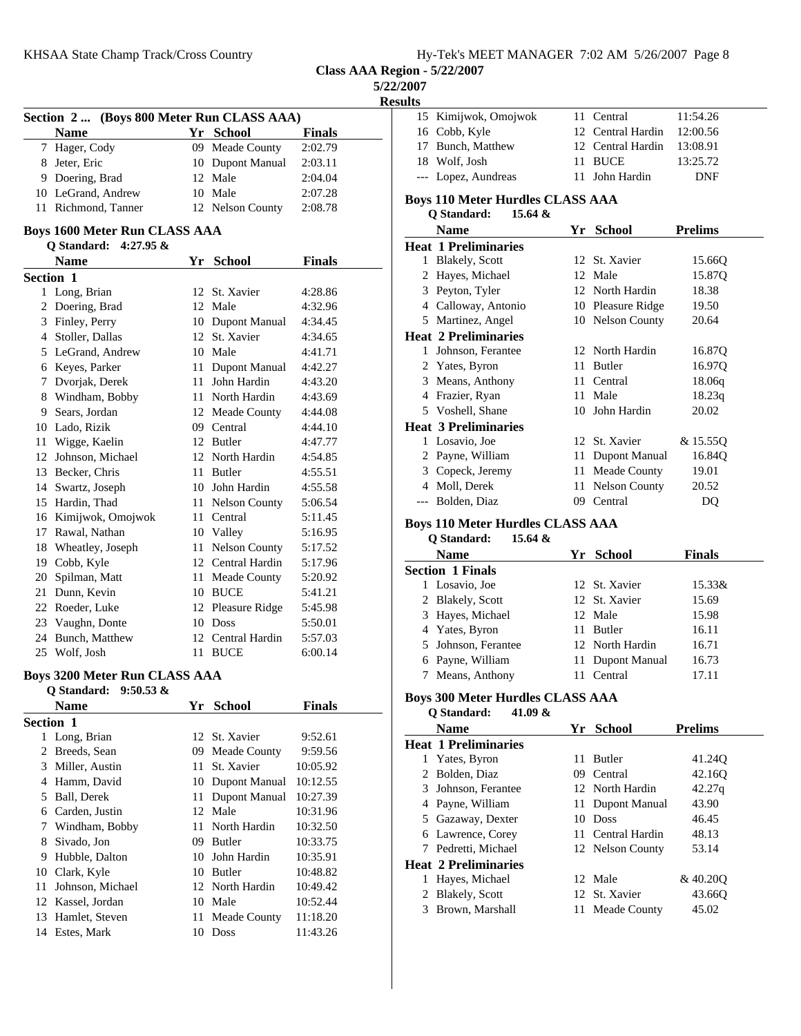Class AAA Region - 5/22/2007

5/22/2007

**Results**

### Section 2 ... (Boys 800 Meter Run CLASS AAA)

| | Name | Yr | School | Finals |
|---|---|---|---|---|
| 7 | Hager, Cody | 09 | Meade County | 2:02.79 |
| 8 | Jeter, Eric | 10 | Dupont Manual | 2:03.11 |
| 9 | Doering, Brad | 12 | Male | 2:04.04 |
| 10 | LeGrand, Andrew | 10 | Male | 2:07.28 |
| 11 | Richmond, Tanner | 12 | Nelson County | 2:08.78 |

### Boys 1600 Meter Run CLASS AAA

Q Standard: 4:27.95 &

| | Name | Yr | School | Finals |
|---|---|---|---|---|
| **Section 1** | | | | |
| 1 | Long, Brian | 12 | St. Xavier | 4:28.86 |
| 2 | Doering, Brad | 12 | Male | 4:32.96 |
| 3 | Finley, Perry | 10 | Dupont Manual | 4:34.45 |
| 4 | Stoller, Dallas | 12 | St. Xavier | 4:34.65 |
| 5 | LeGrand, Andrew | 10 | Male | 4:41.71 |
| 6 | Keyes, Parker | 11 | Dupont Manual | 4:42.27 |
| 7 | Dvorjak, Derek | 11 | John Hardin | 4:43.20 |
| 8 | Windham, Bobby | 11 | North Hardin | 4:43.69 |
| 9 | Sears, Jordan | 12 | Meade County | 4:44.08 |
| 10 | Lado, Rizik | 09 | Central | 4:44.10 |
| 11 | Wigge, Kaelin | 12 | Butler | 4:47.77 |
| 12 | Johnson, Michael | 12 | North Hardin | 4:54.85 |
| 13 | Becker, Chris | 11 | Butler | 4:55.51 |
| 14 | Swartz, Joseph | 10 | John Hardin | 4:55.58 |
| 15 | Hardin, Thad | 11 | Nelson County | 5:06.54 |
| 16 | Kimijwok, Omojwok | 11 | Central | 5:11.45 |
| 17 | Rawal, Nathan | 10 | Valley | 5:16.95 |
| 18 | Wheatley, Joseph | 11 | Nelson County | 5:17.52 |
| 19 | Cobb, Kyle | 12 | Central Hardin | 5:17.96 |
| 20 | Spilman, Matt | 11 | Meade County | 5:20.92 |
| 21 | Dunn, Kevin | 10 | BUCE | 5:41.21 |
| 22 | Roeder, Luke | 12 | Pleasure Ridge | 5:45.98 |
| 23 | Vaughn, Donte | 10 | Doss | 5:50.01 |
| 24 | Bunch, Matthew | 12 | Central Hardin | 5:57.03 |
| 25 | Wolf, Josh | 11 | BUCE | 6:00.14 |

### Boys 3200 Meter Run CLASS AAA

Q Standard: 9:50.53 &

| | Name | Yr | School | Finals |
|---|---|---|---|---|
| **Section 1** | | | | |
| 1 | Long, Brian | 12 | St. Xavier | 9:52.61 |
| 2 | Breeds, Sean | 09 | Meade County | 9:59.56 |
| 3 | Miller, Austin | 11 | St. Xavier | 10:05.92 |
| 4 | Hamm, David | 10 | Dupont Manual | 10:12.55 |
| 5 | Ball, Derek | 11 | Dupont Manual | 10:27.39 |
| 6 | Carden, Justin | 12 | Male | 10:31.96 |
| 7 | Windham, Bobby | 11 | North Hardin | 10:32.50 |
| 8 | Sivado, Jon | 09 | Butler | 10:33.75 |
| 9 | Hubble, Dalton | 10 | John Hardin | 10:35.91 |
| 10 | Clark, Kyle | 10 | Butler | 10:48.82 |
| 11 | Johnson, Michael | 12 | North Hardin | 10:49.42 |
| 12 | Kassel, Jordan | 10 | Male | 10:52.44 |
| 13 | Hamlet, Steven | 11 | Meade County | 11:18.20 |
| 14 | Estes, Mark | 10 | Doss | 11:43.26 |
| 15 | Kimijwok, Omojwok | 11 | Central | 11:54.26 |
| 16 | Cobb, Kyle | 12 | Central Hardin | 12:00.56 |
| 17 | Bunch, Matthew | 12 | Central Hardin | 13:08.91 |
| 18 | Wolf, Josh | 11 | BUCE | 13:25.72 |
| --- | Lopez, Aundreas | 11 | John Hardin | DNF |

### Boys 110 Meter Hurdles CLASS AAA

Q Standard: 15.64 &

| | Name | Yr | School | Prelims |
|---|---|---|---|---|
| **Heat 1 Preliminaries** | | | | |
| 1 | Blakely, Scott | 12 | St. Xavier | 15.66Q |
| 2 | Hayes, Michael | 12 | Male | 15.87Q |
| 3 | Peyton, Tyler | 12 | North Hardin | 18.38 |
| 4 | Calloway, Antonio | 10 | Pleasure Ridge | 19.50 |
| 5 | Martinez, Angel | 10 | Nelson County | 20.64 |
| **Heat 2 Preliminaries** | | | | |
| 1 | Johnson, Ferantee | 12 | North Hardin | 16.87Q |
| 2 | Yates, Byron | 11 | Butler | 16.97Q |
| 3 | Means, Anthony | 11 | Central | 18.06q |
| 4 | Frazier, Ryan | 11 | Male | 18.23q |
| 5 | Voshell, Shane | 10 | John Hardin | 20.02 |
| **Heat 3 Preliminaries** | | | | |
| 1 | Losavio, Joe | 12 | St. Xavier | & 15.55Q |
| 2 | Payne, William | 11 | Dupont Manual | 16.84Q |
| 3 | Copeck, Jeremy | 11 | Meade County | 19.01 |
| 4 | Moll, Derek | 11 | Nelson County | 20.52 |
| --- | Bolden, Diaz | 09 | Central | DQ |

### Boys 110 Meter Hurdles CLASS AAA

Q Standard: 15.64 &

| | Name | Yr | School | Finals |
|---|---|---|---|---|
| **Section 1 Finals** | | | | |
| 1 | Losavio, Joe | 12 | St. Xavier | 15.33& |
| 2 | Blakely, Scott | 12 | St. Xavier | 15.69 |
| 3 | Hayes, Michael | 12 | Male | 15.98 |
| 4 | Yates, Byron | 11 | Butler | 16.11 |
| 5 | Johnson, Ferantee | 12 | North Hardin | 16.71 |
| 6 | Payne, William | 11 | Dupont Manual | 16.73 |
| 7 | Means, Anthony | 11 | Central | 17.11 |

### Boys 300 Meter Hurdles CLASS AAA

Q Standard: 41.09 &

| | Name | Yr | School | Prelims |
|---|---|---|---|---|
| **Heat 1 Preliminaries** | | | | |
| 1 | Yates, Byron | 11 | Butler | 41.24Q |
| 2 | Bolden, Diaz | 09 | Central | 42.16Q |
| 3 | Johnson, Ferantee | 12 | North Hardin | 42.27q |
| 4 | Payne, William | 11 | Dupont Manual | 43.90 |
| 5 | Gazaway, Dexter | 10 | Doss | 46.45 |
| 6 | Lawrence, Corey | 11 | Central Hardin | 48.13 |
| 7 | Pedretti, Michael | 12 | Nelson County | 53.14 |
| **Heat 2 Preliminaries** | | | | |
| 1 | Hayes, Michael | 12 | Male | & 40.20Q |
| 2 | Blakely, Scott | 12 | St. Xavier | 43.66Q |
| 3 | Brown, Marshall | 11 | Meade County | 45.02 |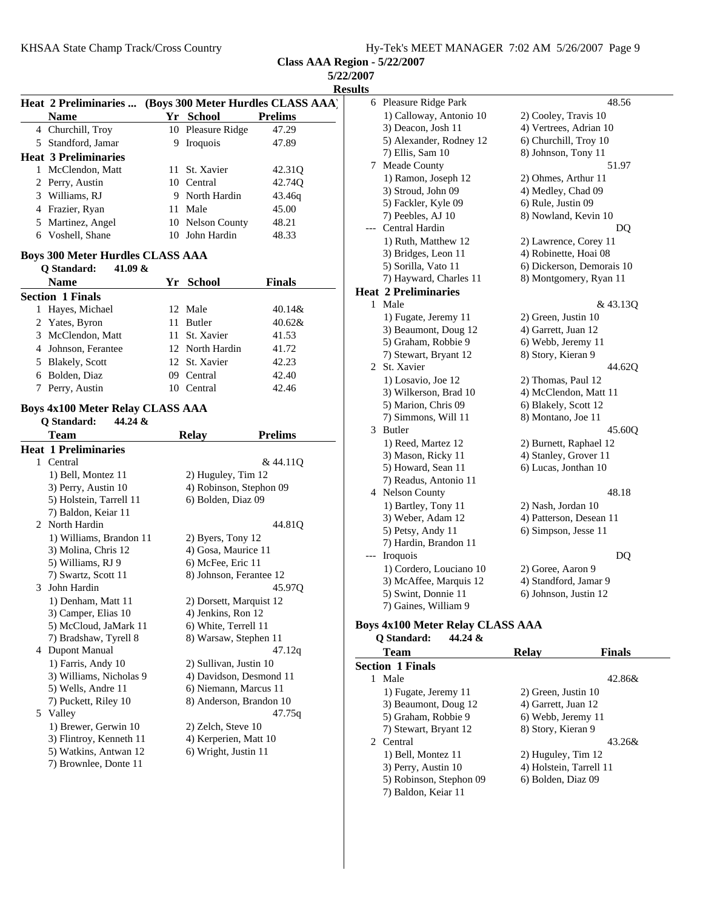**Class AAA Region - 5/22/2007**

**5/22/2007**

**Results**

### Heat 2 Preliminaries ... (Boys 300 Meter Hurdles CLASS AAA)

| | Name | Yr | School | Prelims |
|---|---|---|---|---|
| 4 | Churchill, Troy | 10 | Pleasure Ridge | 47.29 |
| 5 | Standford, Jamar | 9 | Iroquois | 47.89 |
| **Heat 3 Preliminaries** | | | | |
| 1 | McClendon, Matt | 11 | St. Xavier | 42.31Q |
| 2 | Perry, Austin | 10 | Central | 42.74Q |
| 3 | Williams, RJ | 9 | North Hardin | 43.46q |
| 4 | Frazier, Ryan | 11 | Male | 45.00 |
| 5 | Martinez, Angel | 10 | Nelson County | 48.21 |
| 6 | Voshell, Shane | 10 | John Hardin | 48.33 |

### Boys 300 Meter Hurdles CLASS AAA

Q Standard: 41.09 &

| | Name | Yr | School | Finals |
|---|---|---|---|---|
| **Section 1 Finals** | | | | |
| 1 | Hayes, Michael | 12 | Male | 40.14& |
| 2 | Yates, Byron | 11 | Butler | 40.62& |
| 3 | McClendon, Matt | 11 | St. Xavier | 41.53 |
| 4 | Johnson, Ferantee | 12 | North Hardin | 41.72 |
| 5 | Blakely, Scott | 12 | St. Xavier | 42.23 |
| 6 | Bolden, Diaz | 09 | Central | 42.40 |
| 7 | Perry, Austin | 10 | Central | 42.46 |

### Boys 4x100 Meter Relay CLASS AAA

Q Standard: 44.24 &

| | Team | Relay | Prelims |
|---|---|---|---|
| **Heat 1 Preliminaries** | | | |
| 1 | Central | | & 44.11Q |
| | 1) Bell, Montez 11 | 2) Huguley, Tim 12 | |
| | 3) Perry, Austin 10 | 4) Robinson, Stephon 09 | |
| | 5) Holstein, Tarrell 11 | 6) Bolden, Diaz 09 | |
| | 7) Baldon, Keiar 11 | | |
| 2 | North Hardin | | 44.81Q |
| | 1) Williams, Brandon 11 | 2) Byers, Tony 12 | |
| | 3) Molina, Chris 12 | 4) Gosa, Maurice 11 | |
| | 5) Williams, RJ 9 | 6) McFee, Eric 11 | |
| | 7) Swartz, Scott 11 | 8) Johnson, Ferantee 12 | |
| 3 | John Hardin | | 45.97Q |
| | 1) Denham, Matt 11 | 2) Dorsett, Marquist 12 | |
| | 3) Camper, Elias 10 | 4) Jenkins, Ron 12 | |
| | 5) McCloud, JaMark 11 | 6) White, Terrell 11 | |
| | 7) Bradshaw, Tyrell 8 | 8) Warsaw, Stephen 11 | |
| 4 | Dupont Manual | | 47.12q |
| | 1) Farris, Andy 10 | 2) Sullivan, Justin 10 | |
| | 3) Williams, Nicholas 9 | 4) Davidson, Desmond 11 | |
| | 5) Wells, Andre 11 | 6) Niemann, Marcus 11 | |
| | 7) Puckett, Riley 10 | 8) Anderson, Brandon 10 | |
| 5 | Valley | | 47.75q |
| | 1) Brewer, Gerwin 10 | 2) Zelch, Steve 10 | |
| | 3) Flintroy, Kenneth 11 | 4) Kerperien, Matt 10 | |
| | 5) Watkins, Antwan 12 | 6) Wright, Justin 11 | |
| | 7) Brownlee, Donte 11 | | |
| 6 | Pleasure Ridge Park | | 48.56 |
| | 1) Calloway, Antonio 10 | 2) Cooley, Travis 10 | |
| | 3) Deacon, Josh 11 | 4) Vertrees, Adrian 10 | |
| | 5) Alexander, Rodney 12 | 6) Churchill, Troy 10 | |
| | 7) Ellis, Sam 10 | 8) Johnson, Tony 11 | |
| 7 | Meade County | | 51.97 |
| | 1) Ramon, Joseph 12 | 2) Ohmes, Arthur 11 | |
| | 3) Stroud, John 09 | 4) Medley, Chad 09 | |
| | 5) Fackler, Kyle 09 | 6) Rule, Justin 09 | |
| | 7) Peebles, AJ 10 | 8) Nowland, Kevin 10 | |
| --- | Central Hardin | | DQ |
| | 1) Ruth, Matthew 12 | 2) Lawrence, Corey 11 | |
| | 3) Bridges, Leon 11 | 4) Robinette, Hoai 08 | |
| | 5) Sorilla, Vato 11 | 6) Dickerson, Demorais 10 | |
| | 7) Hayward, Charles 11 | 8) Montgomery, Ryan 11 | |
| **Heat 2 Preliminaries** | | | |
| 1 | Male | | & 43.13Q |
| | 1) Fugate, Jeremy 11 | 2) Green, Justin 10 | |
| | 3) Beaumont, Doug 12 | 4) Garrett, Juan 12 | |
| | 5) Graham, Robbie 9 | 6) Webb, Jeremy 11 | |
| | 7) Stewart, Bryant 12 | 8) Story, Kieran 9 | |
| 2 | St. Xavier | | 44.62Q |
| | 1) Losavio, Joe 12 | 2) Thomas, Paul 12 | |
| | 3) Wilkerson, Brad 10 | 4) McClendon, Matt 11 | |
| | 5) Marion, Chris 09 | 6) Blakely, Scott 12 | |
| | 7) Simmons, Will 11 | 8) Montano, Joe 11 | |
| 3 | Butler | | 45.60Q |
| | 1) Reed, Martez 12 | 2) Burnett, Raphael 12 | |
| | 3) Mason, Ricky 11 | 4) Stanley, Grover 11 | |
| | 5) Howard, Sean 11 | 6) Lucas, Jonthan 10 | |
| | 7) Readus, Antonio 11 | | |
| 4 | Nelson County | | 48.18 |
| | 1) Bartley, Tony 11 | 2) Nash, Jordan 10 | |
| | 3) Weber, Adam 12 | 4) Patterson, Desean 11 | |
| | 5) Petsy, Andy 11 | 6) Simpson, Jesse 11 | |
| | 7) Hardin, Brandon 11 | | |
| --- | Iroquois | | DQ |
| | 1) Cordero, Louciano 10 | 2) Goree, Aaron 9 | |
| | 3) McAffee, Marquis 12 | 4) Standford, Jamar 9 | |
| | 5) Swint, Donnie 11 | 6) Johnson, Justin 12 | |
| | 7) Gaines, William 9 | | |

### Boys 4x100 Meter Relay CLASS AAA

Q Standard: 44.24 &

| | Team | Relay | Finals |
|---|---|---|---|
| **Section 1 Finals** | | | |
| 1 | Male | | 42.86& |
| | 1) Fugate, Jeremy 11 | 2) Green, Justin 10 | |
| | 3) Beaumont, Doug 12 | 4) Garrett, Juan 12 | |
| | 5) Graham, Robbie 9 | 6) Webb, Jeremy 11 | |
| | 7) Stewart, Bryant 12 | 8) Story, Kieran 9 | |
| 2 | Central | | 43.26& |
| | 1) Bell, Montez 11 | 2) Huguley, Tim 12 | |
| | 3) Perry, Austin 10 | 4) Holstein, Tarrell 11 | |
| | 5) Robinson, Stephon 09 | 6) Bolden, Diaz 09 | |
| | 7) Baldon, Keiar 11 | | |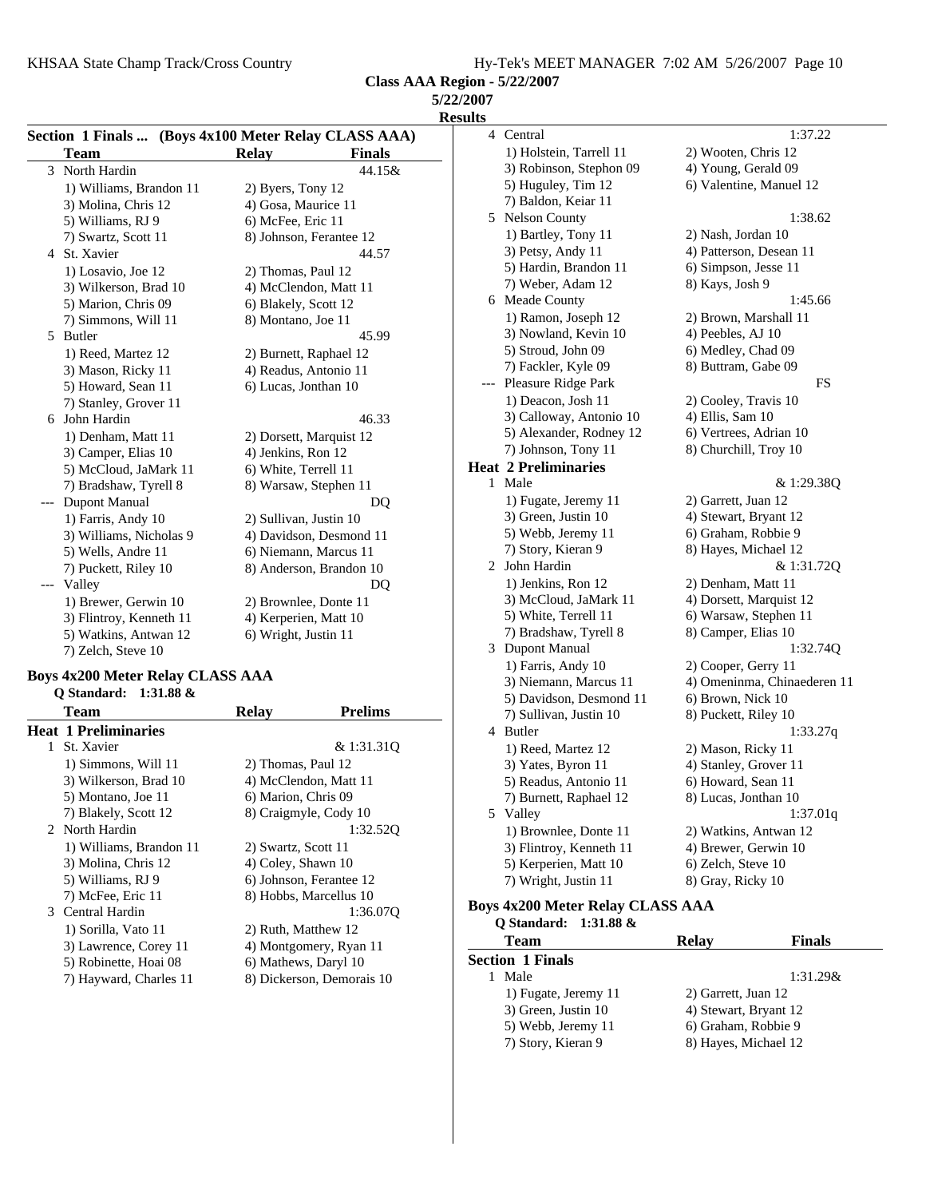**Class AAA Region - 5/22/2007**

**5/22/2007**

**Results**

**Section 1 Finals ... (Boys 4x100 Meter Relay CLASS AAA)**

| | Team | Relay | Finals |
|---|---|---|---|
| 3 | North Hardin | | 44.15& |
| | 1) Williams, Brandon 11 | 2) Byers, Tony 12 | |
| | 3) Molina, Chris 12 | 4) Gosa, Maurice 11 | |
| | 5) Williams, RJ 9 | 6) McFee, Eric 11 | |
| | 7) Swartz, Scott 11 | 8) Johnson, Ferantee 12 | |
| 4 | St. Xavier | | 44.57 |
| | 1) Losavio, Joe 12 | 2) Thomas, Paul 12 | |
| | 3) Wilkerson, Brad 10 | 4) McClendon, Matt 11 | |
| | 5) Marion, Chris 09 | 6) Blakely, Scott 12 | |
| | 7) Simmons, Will 11 | 8) Montano, Joe 11 | |
| 5 | Butler | | 45.99 |
| | 1) Reed, Martez 12 | 2) Burnett, Raphael 12 | |
| | 3) Mason, Ricky 11 | 4) Readus, Antonio 11 | |
| | 5) Howard, Sean 11 | 6) Lucas, Jonthan 10 | |
| | 7) Stanley, Grover 11 | | |
| 6 | John Hardin | | 46.33 |
| | 1) Denham, Matt 11 | 2) Dorsett, Marquist 12 | |
| | 3) Camper, Elias 10 | 4) Jenkins, Ron 12 | |
| | 5) McCloud, JaMark 11 | 6) White, Terrell 11 | |
| | 7) Bradshaw, Tyrell 8 | 8) Warsaw, Stephen 11 | |
| --- | Dupont Manual | | DQ |
| | 1) Farris, Andy 10 | 2) Sullivan, Justin 10 | |
| | 3) Williams, Nicholas 9 | 4) Davidson, Desmond 11 | |
| | 5) Wells, Andre 11 | 6) Niemann, Marcus 11 | |
| | 7) Puckett, Riley 10 | 8) Anderson, Brandon 10 | |
| --- | Valley | | DQ |
| | 1) Brewer, Gerwin 10 | 2) Brownlee, Donte 11 | |
| | 3) Flintroy, Kenneth 11 | 4) Kerperien, Matt 10 | |
| | 5) Watkins, Antwan 12 | 6) Wright, Justin 11 | |
| | 7) Zelch, Steve 10 | | |

### Boys 4x200 Meter Relay CLASS AAA

Q Standard: 1:31.88 &

| | Team | Relay | Prelims |
|---|---|---|---|
| **Heat 1 Preliminaries** | | | |
| 1 | St. Xavier | | & 1:31.31Q |
| | 1) Simmons, Will 11 | 2) Thomas, Paul 12 | |
| | 3) Wilkerson, Brad 10 | 4) McClendon, Matt 11 | |
| | 5) Montano, Joe 11 | 6) Marion, Chris 09 | |
| | 7) Blakely, Scott 12 | 8) Craigmyle, Cody 10 | |
| 2 | North Hardin | | 1:32.52Q |
| | 1) Williams, Brandon 11 | 2) Swartz, Scott 11 | |
| | 3) Molina, Chris 12 | 4) Coley, Shawn 10 | |
| | 5) Williams, RJ 9 | 6) Johnson, Ferantee 12 | |
| | 7) McFee, Eric 11 | 8) Hobbs, Marcellus 10 | |
| 3 | Central Hardin | | 1:36.07Q |
| | 1) Sorilla, Vato 11 | 2) Ruth, Matthew 12 | |
| | 3) Lawrence, Corey 11 | 4) Montgomery, Ryan 11 | |
| | 5) Robinette, Hoai 08 | 6) Mathews, Daryl 10 | |
| | 7) Hayward, Charles 11 | 8) Dickerson, Demorais 10 | |
| 4 | Central | | 1:37.22 |
| | 1) Holstein, Tarrell 11 | 2) Wooten, Chris 12 | |
| | 3) Robinson, Stephon 09 | 4) Young, Gerald 09 | |
| | 5) Huguley, Tim 12 | 6) Valentine, Manuel 12 | |
| | 7) Baldon, Keiar 11 | | |
| 5 | Nelson County | | 1:38.62 |
| | 1) Bartley, Tony 11 | 2) Nash, Jordan 10 | |
| | 3) Petsy, Andy 11 | 4) Patterson, Desean 11 | |
| | 5) Hardin, Brandon 11 | 6) Simpson, Jesse 11 | |
| | 7) Weber, Adam 12 | 8) Kays, Josh 9 | |
| 6 | Meade County | | 1:45.66 |
| | 1) Ramon, Joseph 12 | 2) Brown, Marshall 11 | |
| | 3) Nowland, Kevin 10 | 4) Peebles, AJ 10 | |
| | 5) Stroud, John 09 | 6) Medley, Chad 09 | |
| | 7) Fackler, Kyle 09 | 8) Buttram, Gabe 09 | |
| --- | Pleasure Ridge Park | | FS |
| | 1) Deacon, Josh 11 | 2) Cooley, Travis 10 | |
| | 3) Calloway, Antonio 10 | 4) Ellis, Sam 10 | |
| | 5) Alexander, Rodney 12 | 6) Vertrees, Adrian 10 | |
| | 7) Johnson, Tony 11 | 8) Churchill, Troy 10 | |
| **Heat 2 Preliminaries** | | | |
| 1 | Male | | & 1:29.38Q |
| | 1) Fugate, Jeremy 11 | 2) Garrett, Juan 12 | |
| | 3) Green, Justin 10 | 4) Stewart, Bryant 12 | |
| | 5) Webb, Jeremy 11 | 6) Graham, Robbie 9 | |
| | 7) Story, Kieran 9 | 8) Hayes, Michael 12 | |
| 2 | John Hardin | | & 1:31.72Q |
| | 1) Jenkins, Ron 12 | 2) Denham, Matt 11 | |
| | 3) McCloud, JaMark 11 | 4) Dorsett, Marquist 12 | |
| | 5) White, Terrell 11 | 6) Warsaw, Stephen 11 | |
| | 7) Bradshaw, Tyrell 8 | 8) Camper, Elias 10 | |
| 3 | Dupont Manual | | 1:32.74Q |
| | 1) Farris, Andy 10 | 2) Cooper, Gerry 11 | |
| | 3) Niemann, Marcus 11 | 4) Omeninma, Chinaederen 11 | |
| | 5) Davidson, Desmond 11 | 6) Brown, Nick 10 | |
| | 7) Sullivan, Justin 10 | 8) Puckett, Riley 10 | |
| 4 | Butler | | 1:33.27q |
| | 1) Reed, Martez 12 | 2) Mason, Ricky 11 | |
| | 3) Yates, Byron 11 | 4) Stanley, Grover 11 | |
| | 5) Readus, Antonio 11 | 6) Howard, Sean 11 | |
| | 7) Burnett, Raphael 12 | 8) Lucas, Jonthan 10 | |
| 5 | Valley | | 1:37.01q |
| | 1) Brownlee, Donte 11 | 2) Watkins, Antwan 12 | |
| | 3) Flintroy, Kenneth 11 | 4) Brewer, Gerwin 10 | |
| | 5) Kerperien, Matt 10 | 6) Zelch, Steve 10 | |
| | 7) Wright, Justin 11 | 8) Gray, Ricky 10 | |

### Boys 4x200 Meter Relay CLASS AAA

Q Standard: 1:31.88 &

| | Team | Relay | Finals |
|---|---|---|---|
| **Section 1 Finals** | | | |
| 1 | Male | | 1:31.29& |
| | 1) Fugate, Jeremy 11 | 2) Garrett, Juan 12 | |
| | 3) Green, Justin 10 | 4) Stewart, Bryant 12 | |
| | 5) Webb, Jeremy 11 | 6) Graham, Robbie 9 | |
| | 7) Story, Kieran 9 | 8) Hayes, Michael 12 | |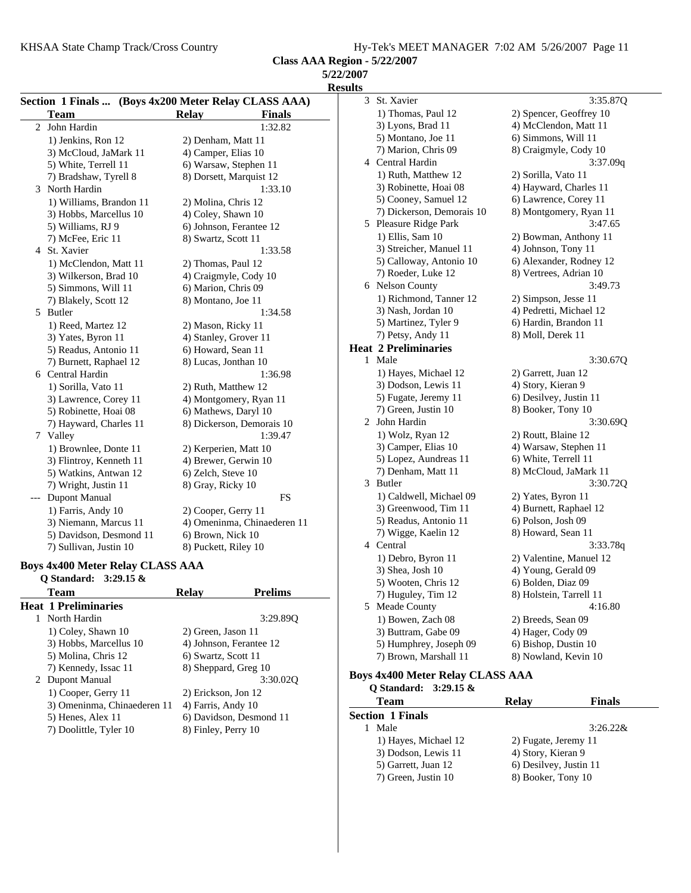**Class AAA Region - 5/22/2007**

**5/22/2007**

**Results**

### Section 1 Finals ... (Boys 4x200 Meter Relay CLASS AAA)

| | Team | Relay | Finals |
|---|---|---|---|
| 2 | John Hardin | | 1:32.82 |
| | 1) Jenkins, Ron 12 | 2) Denham, Matt 11 | |
| | 3) McCloud, JaMark 11 | 4) Camper, Elias 10 | |
| | 5) White, Terrell 11 | 6) Warsaw, Stephen 11 | |
| | 7) Bradshaw, Tyrell 8 | 8) Dorsett, Marquist 12 | |
| 3 | North Hardin | | 1:33.10 |
| | 1) Williams, Brandon 11 | 2) Molina, Chris 12 | |
| | 3) Hobbs, Marcellus 10 | 4) Coley, Shawn 10 | |
| | 5) Williams, RJ 9 | 6) Johnson, Ferantee 12 | |
| | 7) McFee, Eric 11 | 8) Swartz, Scott 11 | |
| 4 | St. Xavier | | 1:33.58 |
| | 1) McClendon, Matt 11 | 2) Thomas, Paul 12 | |
| | 3) Wilkerson, Brad 10 | 4) Craigmyle, Cody 10 | |
| | 5) Simmons, Will 11 | 6) Marion, Chris 09 | |
| | 7) Blakely, Scott 12 | 8) Montano, Joe 11 | |
| 5 | Butler | | 1:34.58 |
| | 1) Reed, Martez 12 | 2) Mason, Ricky 11 | |
| | 3) Yates, Byron 11 | 4) Stanley, Grover 11 | |
| | 5) Readus, Antonio 11 | 6) Howard, Sean 11 | |
| | 7) Burnett, Raphael 12 | 8) Lucas, Jonthan 10 | |
| 6 | Central Hardin | | 1:36.98 |
| | 1) Sorilla, Vato 11 | 2) Ruth, Matthew 12 | |
| | 3) Lawrence, Corey 11 | 4) Montgomery, Ryan 11 | |
| | 5) Robinette, Hoai 08 | 6) Mathews, Daryl 10 | |
| | 7) Hayward, Charles 11 | 8) Dickerson, Demorais 10 | |
| 7 | Valley | | 1:39.47 |
| | 1) Brownlee, Donte 11 | 2) Kerperien, Matt 10 | |
| | 3) Flintroy, Kenneth 11 | 4) Brewer, Gerwin 10 | |
| | 5) Watkins, Antwan 12 | 6) Zelch, Steve 10 | |
| | 7) Wright, Justin 11 | 8) Gray, Ricky 10 | |
| --- | Dupont Manual | | FS |
| | 1) Farris, Andy 10 | 2) Cooper, Gerry 11 | |
| | 3) Niemann, Marcus 11 | 4) Omeninma, Chinaederen 11 | |
| | 5) Davidson, Desmond 11 | 6) Brown, Nick 10 | |
| | 7) Sullivan, Justin 10 | 8) Puckett, Riley 10 | |

### Boys 4x400 Meter Relay CLASS AAA

Q Standard: 3:29.15 &

| | Team | Relay | Prelims |
|---|---|---|---|
| **Heat 1 Preliminaries** | | | |
| 1 | North Hardin | | 3:29.89Q |
| | 1) Coley, Shawn 10 | 2) Green, Jason 11 | |
| | 3) Hobbs, Marcellus 10 | 4) Johnson, Ferantee 12 | |
| | 5) Molina, Chris 12 | 6) Swartz, Scott 11 | |
| | 7) Kennedy, Issac 11 | 8) Sheppard, Greg 10 | |
| 2 | Dupont Manual | | 3:30.02Q |
| | 1) Cooper, Gerry 11 | 2) Erickson, Jon 12 | |
| | 3) Omeninma, Chinaederen 11 | 4) Farris, Andy 10 | |
| | 5) Henes, Alex 11 | 6) Davidson, Desmond 11 | |
| | 7) Doolittle, Tyler 10 | 8) Finley, Perry 10 | |
| 3 | St. Xavier | | 3:35.87Q |
| | 1) Thomas, Paul 12 | 2) Spencer, Geoffrey 10 | |
| | 3) Lyons, Brad 11 | 4) McClendon, Matt 11 | |
| | 5) Montano, Joe 11 | 6) Simmons, Will 11 | |
| | 7) Marion, Chris 09 | 8) Craigmyle, Cody 10 | |
| 4 | Central Hardin | | 3:37.09q |
| | 1) Ruth, Matthew 12 | 2) Sorilla, Vato 11 | |
| | 3) Robinette, Hoai 08 | 4) Hayward, Charles 11 | |
| | 5) Cooney, Samuel 12 | 6) Lawrence, Corey 11 | |
| | 7) Dickerson, Demorais 10 | 8) Montgomery, Ryan 11 | |
| 5 | Pleasure Ridge Park | | 3:47.65 |
| | 1) Ellis, Sam 10 | 2) Bowman, Anthony 11 | |
| | 3) Streicher, Manuel 11 | 4) Johnson, Tony 11 | |
| | 5) Calloway, Antonio 10 | 6) Alexander, Rodney 12 | |
| | 7) Roeder, Luke 12 | 8) Vertrees, Adrian 10 | |
| 6 | Nelson County | | 3:49.73 |
| | 1) Richmond, Tanner 12 | 2) Simpson, Jesse 11 | |
| | 3) Nash, Jordan 10 | 4) Pedretti, Michael 12 | |
| | 5) Martinez, Tyler 9 | 6) Hardin, Brandon 11 | |
| | 7) Petsy, Andy 11 | 8) Moll, Derek 11 | |
| **Heat 2 Preliminaries** | | | |
| 1 | Male | | 3:30.67Q |
| | 1) Hayes, Michael 12 | 2) Garrett, Juan 12 | |
| | 3) Dodson, Lewis 11 | 4) Story, Kieran 9 | |
| | 5) Fugate, Jeremy 11 | 6) Desilvey, Justin 11 | |
| | 7) Green, Justin 10 | 8) Booker, Tony 10 | |
| 2 | John Hardin | | 3:30.69Q |
| | 1) Wolz, Ryan 12 | 2) Routt, Blaine 12 | |
| | 3) Camper, Elias 10 | 4) Warsaw, Stephen 11 | |
| | 5) Lopez, Aundreas 11 | 6) White, Terrell 11 | |
| | 7) Denham, Matt 11 | 8) McCloud, JaMark 11 | |
| 3 | Butler | | 3:30.72Q |
| | 1) Caldwell, Michael 09 | 2) Yates, Byron 11 | |
| | 3) Greenwood, Tim 11 | 4) Burnett, Raphael 12 | |
| | 5) Readus, Antonio 11 | 6) Polson, Josh 09 | |
| | 7) Wigge, Kaelin 12 | 8) Howard, Sean 11 | |
| 4 | Central | | 3:33.78q |
| | 1) Debro, Byron 11 | 2) Valentine, Manuel 12 | |
| | 3) Shea, Josh 10 | 4) Young, Gerald 09 | |
| | 5) Wooten, Chris 12 | 6) Bolden, Diaz 09 | |
| | 7) Huguley, Tim 12 | 8) Holstein, Tarrell 11 | |
| 5 | Meade County | | 4:16.80 |
| | 1) Bowen, Zach 08 | 2) Breeds, Sean 09 | |
| | 3) Buttram, Gabe 09 | 4) Hager, Cody 09 | |
| | 5) Humphrey, Joseph 09 | 6) Bishop, Dustin 10 | |
| | 7) Brown, Marshall 11 | 8) Nowland, Kevin 10 | |

### Boys 4x400 Meter Relay CLASS AAA

Q Standard: 3:29.15 &

| | Team | Relay | Finals |
|---|---|---|---|
| **Section 1 Finals** | | | |
| 1 | Male | | 3:26.22& |
| | 1) Hayes, Michael 12 | 2) Fugate, Jeremy 11 | |
| | 3) Dodson, Lewis 11 | 4) Story, Kieran 9 | |
| | 5) Garrett, Juan 12 | 6) Desilvey, Justin 11 | |
| | 7) Green, Justin 10 | 8) Booker, Tony 10 | |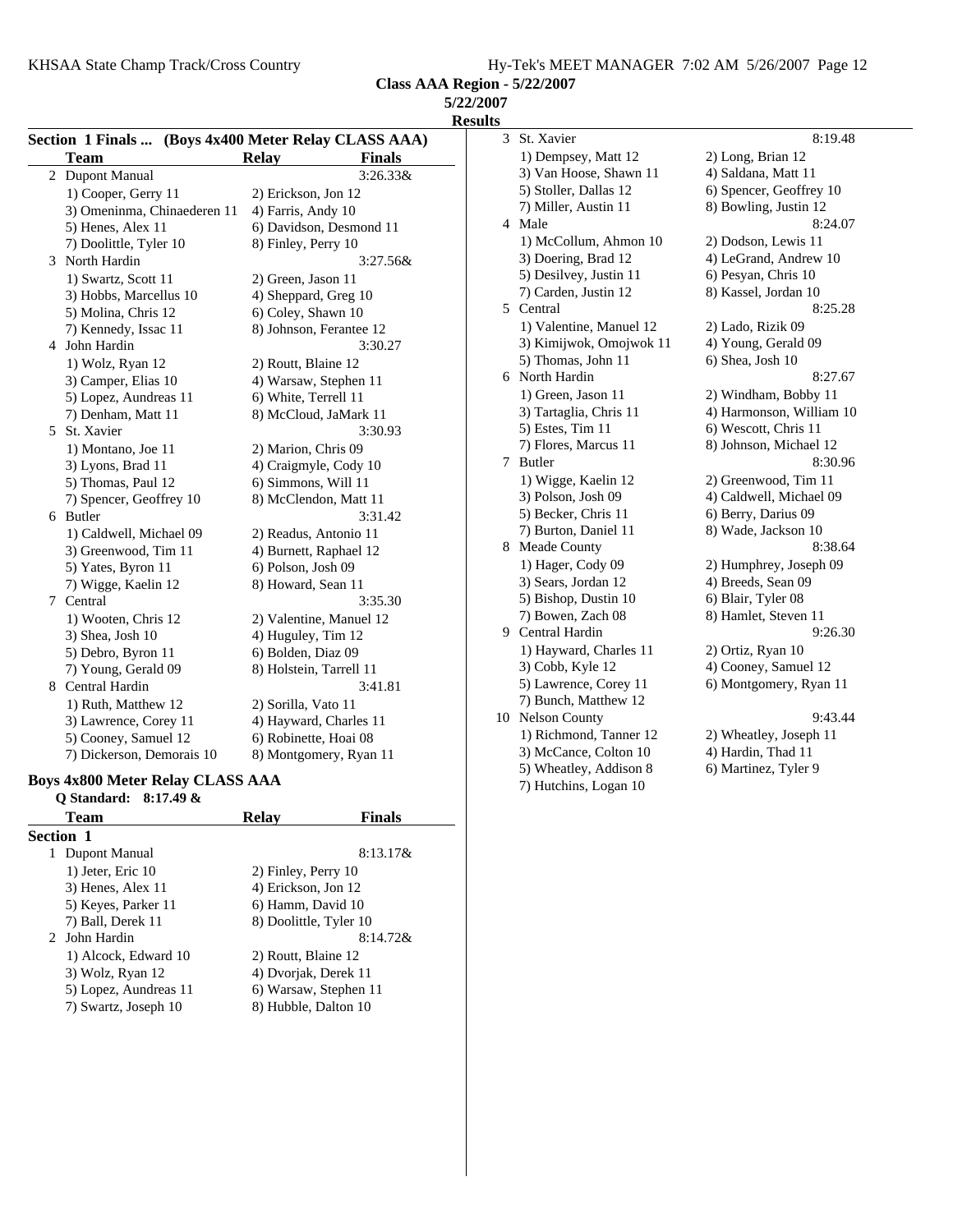Class AAA Region - 5/22/2007

5/22/2007

**Results**

### Section 1 Finals ... (Boys 4x400 Meter Relay CLASS AAA)

| | Team | Relay | Finals |
|---|---|---|---|
| 2 | Dupont Manual | | 3:26.33& |
| | 1) Cooper, Gerry 11 | 2) Erickson, Jon 12 | |
| | 3) Omeninma, Chinaederen 11 | 4) Farris, Andy 10 | |
| | 5) Henes, Alex 11 | 6) Davidson, Desmond 11 | |
| | 7) Doolittle, Tyler 10 | 8) Finley, Perry 10 | |
| 3 | North Hardin | | 3:27.56& |
| | 1) Swartz, Scott 11 | 2) Green, Jason 11 | |
| | 3) Hobbs, Marcellus 10 | 4) Sheppard, Greg 10 | |
| | 5) Molina, Chris 12 | 6) Coley, Shawn 10 | |
| | 7) Kennedy, Issac 11 | 8) Johnson, Ferantee 12 | |
| 4 | John Hardin | | 3:30.27 |
| | 1) Wolz, Ryan 12 | 2) Routt, Blaine 12 | |
| | 3) Camper, Elias 10 | 4) Warsaw, Stephen 11 | |
| | 5) Lopez, Aundreas 11 | 6) White, Terrell 11 | |
| | 7) Denham, Matt 11 | 8) McCloud, JaMark 11 | |
| 5 | St. Xavier | | 3:30.93 |
| | 1) Montano, Joe 11 | 2) Marion, Chris 09 | |
| | 3) Lyons, Brad 11 | 4) Craigmyle, Cody 10 | |
| | 5) Thomas, Paul 12 | 6) Simmons, Will 11 | |
| | 7) Spencer, Geoffrey 10 | 8) McClendon, Matt 11 | |
| 6 | Butler | | 3:31.42 |
| | 1) Caldwell, Michael 09 | 2) Readus, Antonio 11 | |
| | 3) Greenwood, Tim 11 | 4) Burnett, Raphael 12 | |
| | 5) Yates, Byron 11 | 6) Polson, Josh 09 | |
| | 7) Wigge, Kaelin 12 | 8) Howard, Sean 11 | |
| 7 | Central | | 3:35.30 |
| | 1) Wooten, Chris 12 | 2) Valentine, Manuel 12 | |
| | 3) Shea, Josh 10 | 4) Huguley, Tim 12 | |
| | 5) Debro, Byron 11 | 6) Bolden, Diaz 09 | |
| | 7) Young, Gerald 09 | 8) Holstein, Tarrell 11 | |
| 8 | Central Hardin | | 3:41.81 |
| | 1) Ruth, Matthew 12 | 2) Sorilla, Vato 11 | |
| | 3) Lawrence, Corey 11 | 4) Hayward, Charles 11 | |
| | 5) Cooney, Samuel 12 | 6) Robinette, Hoai 08 | |
| | 7) Dickerson, Demorais 10 | 8) Montgomery, Ryan 11 | |

### Boys 4x800 Meter Relay CLASS AAA

**Q Standard: 8:17.49 &**

| | Team | Relay | Finals |
|---|---|---|---|
| **Section 1** | | | |
| 1 | Dupont Manual | | 8:13.17& |
| | 1) Jeter, Eric 10 | 2) Finley, Perry 10 | |
| | 3) Henes, Alex 11 | 4) Erickson, Jon 12 | |
| | 5) Keyes, Parker 11 | 6) Hamm, David 10 | |
| | 7) Ball, Derek 11 | 8) Doolittle, Tyler 10 | |
| 2 | John Hardin | | 8:14.72& |
| | 1) Alcock, Edward 10 | 2) Routt, Blaine 12 | |
| | 3) Wolz, Ryan 12 | 4) Dvorjak, Derek 11 | |
| | 5) Lopez, Aundreas 11 | 6) Warsaw, Stephen 11 | |
| | 7) Swartz, Joseph 10 | 8) Hubble, Dalton 10 | |
| 3 | St. Xavier | | 8:19.48 |
| | 1) Dempsey, Matt 12 | 2) Long, Brian 12 | |
| | 3) Van Hoose, Shawn 11 | 4) Saldana, Matt 11 | |
| | 5) Stoller, Dallas 12 | 6) Spencer, Geoffrey 10 | |
| | 7) Miller, Austin 11 | 8) Bowling, Justin 12 | |
| 4 | Male | | 8:24.07 |
| | 1) McCollum, Ahmon 10 | 2) Dodson, Lewis 11 | |
| | 3) Doering, Brad 12 | 4) LeGrand, Andrew 10 | |
| | 5) Desilvey, Justin 11 | 6) Pesyan, Chris 10 | |
| | 7) Carden, Justin 12 | 8) Kassel, Jordan 10 | |
| 5 | Central | | 8:25.28 |
| | 1) Valentine, Manuel 12 | 2) Lado, Rizik 09 | |
| | 3) Kimijwok, Omojwok 11 | 4) Young, Gerald 09 | |
| | 5) Thomas, John 11 | 6) Shea, Josh 10 | |
| 6 | North Hardin | | 8:27.67 |
| | 1) Green, Jason 11 | 2) Windham, Bobby 11 | |
| | 3) Tartaglia, Chris 11 | 4) Harmonson, William 10 | |
| | 5) Estes, Tim 11 | 6) Wescott, Chris 11 | |
| | 7) Flores, Marcus 11 | 8) Johnson, Michael 12 | |
| 7 | Butler | | 8:30.96 |
| | 1) Wigge, Kaelin 12 | 2) Greenwood, Tim 11 | |
| | 3) Polson, Josh 09 | 4) Caldwell, Michael 09 | |
| | 5) Becker, Chris 11 | 6) Berry, Darius 09 | |
| | 7) Burton, Daniel 11 | 8) Wade, Jackson 10 | |
| 8 | Meade County | | 8:38.64 |
| | 1) Hager, Cody 09 | 2) Humphrey, Joseph 09 | |
| | 3) Sears, Jordan 12 | 4) Breeds, Sean 09 | |
| | 5) Bishop, Dustin 10 | 6) Blair, Tyler 08 | |
| | 7) Bowen, Zach 08 | 8) Hamlet, Steven 11 | |
| 9 | Central Hardin | | 9:26.30 |
| | 1) Hayward, Charles 11 | 2) Ortiz, Ryan 10 | |
| | 3) Cobb, Kyle 12 | 4) Cooney, Samuel 12 | |
| | 5) Lawrence, Corey 11 | 6) Montgomery, Ryan 11 | |
| | 7) Bunch, Matthew 12 | | |
| 10 | Nelson County | | 9:43.44 |
| | 1) Richmond, Tanner 12 | 2) Wheatley, Joseph 11 | |
| | 3) McCance, Colton 10 | 4) Hardin, Thad 11 | |
| | 5) Wheatley, Addison 8 | 6) Martinez, Tyler 9 | |
| | 7) Hutchins, Logan 10 | | |